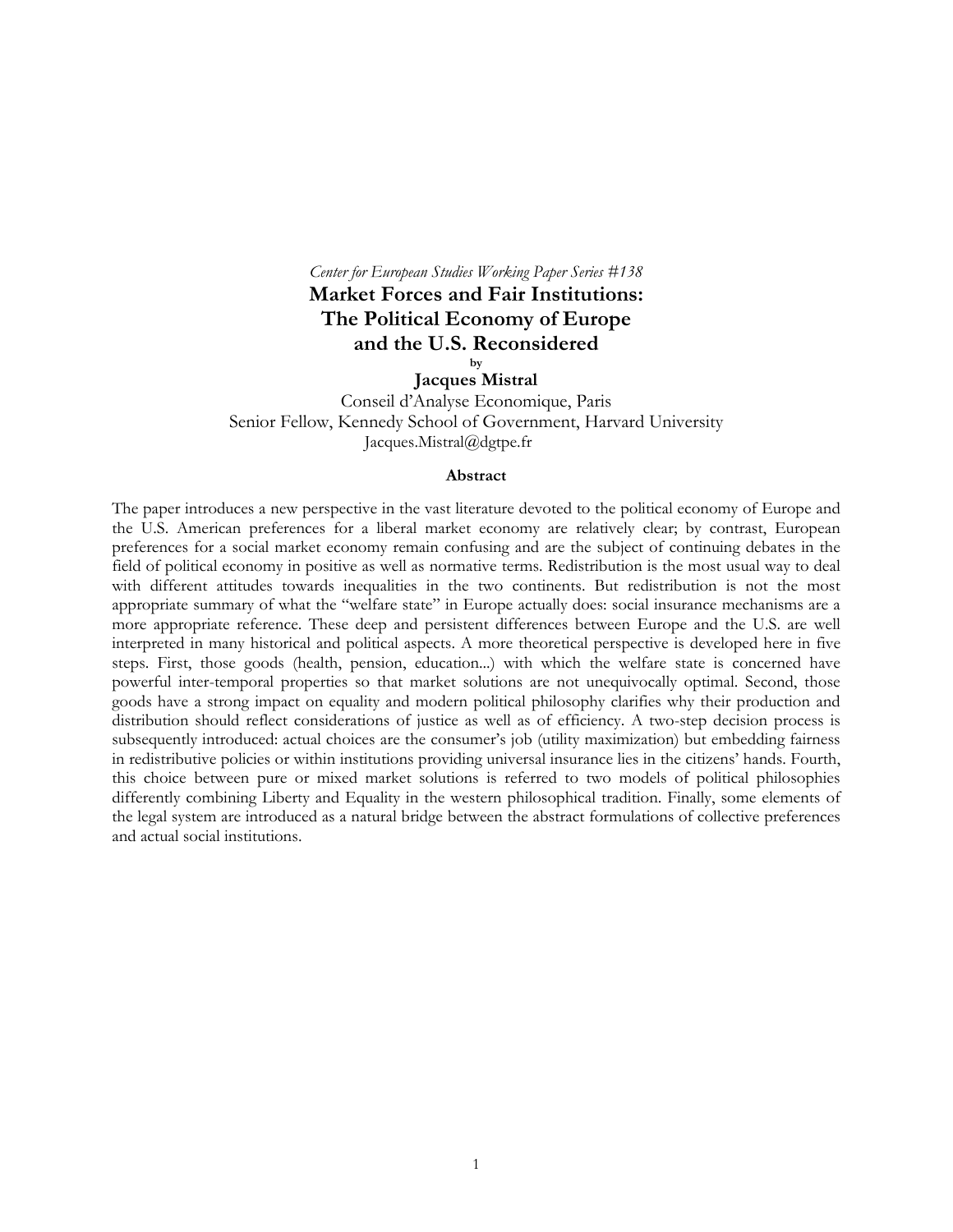*Center for European Studies Working Paper Series #138*

# Market Forces and Fair Institutions: The Political Economy of Europe and the U.S. Reconsidered

by

**Jacques Mistral**

Conseil d'Analyse Economique, Paris

Senior Fellow, Kennedy School of Government, Harvard University

Jacques.Mistral@dgtpe.fr

### Abstract

The paper introduces a new perspective in the vast literature devoted to the political economy of Europe and the U.S. American preferences for a liberal market economy are relatively clear; by contrast, European preferences for a social market economy remain confusing and are the subject of continuing debates in the field of political economy in positive as well as normative terms. Redistribution is the most usual way to deal with different attitudes towards inequalities in the two continents. But redistribution is not the most appropriate summary of what the "welfare state" in Europe actually does: social insurance mechanisms are a more appropriate reference. These deep and persistent differences between Europe and the U.S. are well interpreted in many historical and political aspects. A more theoretical perspective is developed here in five steps. First, those goods (health, pension, education...) with which the welfare state is concerned have powerful inter-temporal properties so that market solutions are not unequivocally optimal. Second, those goods have a strong impact on equality and modern political philosophy clarifies why their production and distribution should reflect considerations of justice as well as of efficiency. A two-step decision process is subsequently introduced: actual choices are the consumer's job (utility maximization) but embedding fairness in redistributive policies or within institutions providing universal insurance lies in the citizens' hands. Fourth, this choice between pure or mixed market solutions is referred to two models of political philosophies differently combining Liberty and Equality in the western philosophical tradition. Finally, some elements of the legal system are introduced as a natural bridge between the abstract formulations of collective preferences and actual social institutions.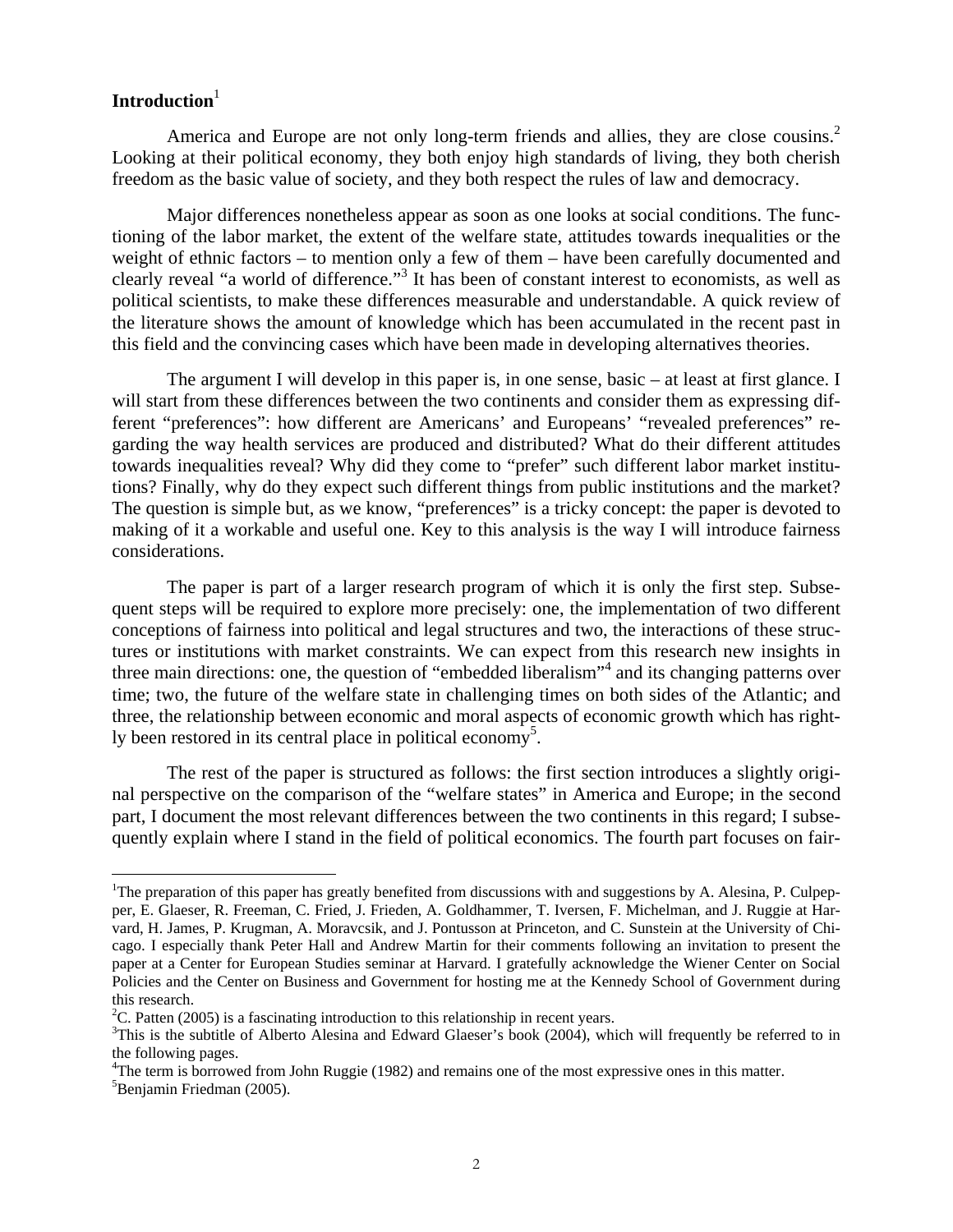**Introduction**[1]

America and Europe are not only long-term friends and allies, they are close cousins.[2] Looking at their political economy, they both enjoy high standards of living, they both cherish freedom as the basic value of society, and they both respect the rules of law and democracy.

Major differences nonetheless appear as soon as one looks at social conditions. The functioning of the labor market, the extent of the welfare state, attitudes towards inequalities or the weight of ethnic factors – to mention only a few of them – have been carefully documented and clearly reveal "a world of difference."[3] It has been of constant interest to economists, as well as political scientists, to make these differences measurable and understandable. A quick review of the literature shows the amount of knowledge which has been accumulated in the recent past in this field and the convincing cases which have been made in developing alternatives theories.

The argument I will develop in this paper is, in one sense, basic – at least at first glance. I will start from these differences between the two continents and consider them as expressing different "preferences": how different are Americans' and Europeans' "revealed preferences" regarding the way health services are produced and distributed? What do their different attitudes towards inequalities reveal? Why did they come to "prefer" such different labor market institutions? Finally, why do they expect such different things from public institutions and the market? The question is simple but, as we know, "preferences" is a tricky concept: the paper is devoted to making of it a workable and useful one. Key to this analysis is the way I will introduce fairness considerations.

The paper is part of a larger research program of which it is only the first step. Subsequent steps will be required to explore more precisely: one, the implementation of two different conceptions of fairness into political and legal structures and two, the interactions of these structures or institutions with market constraints. We can expect from this research new insights in three main directions: one, the question of "embedded liberalism"[4] and its changing patterns over time; two, the future of the welfare state in challenging times on both sides of the Atlantic; and three, the relationship between economic and moral aspects of economic growth which has rightly been restored in its central place in political economy[5].

The rest of the paper is structured as follows: the first section introduces a slightly original perspective on the comparison of the "welfare states" in America and Europe; in the second part, I document the most relevant differences between the two continents in this regard; I subsequently explain where I stand in the field of political economics. The fourth part focuses on fair-

---

[1]The preparation of this paper has greatly benefited from discussions with and suggestions by A. Alesina, P. Culpepper, E. Glaeser, R. Freeman, C. Fried, J. Frieden, A. Goldhammer, T. Iversen, F. Michelman, and J. Ruggie at Harvard, H. James, P. Krugman, A. Moravcsik, and J. Pontusson at Princeton, and C. Sunstein at the University of Chicago. I especially thank Peter Hall and Andrew Martin for their comments following an invitation to present the paper at a Center for European Studies seminar at Harvard. I gratefully acknowledge the Wiener Center on Social Policies and the Center on Business and Government for hosting me at the Kennedy School of Government during this research.

[2]C. Patten (2005) is a fascinating introduction to this relationship in recent years.

[3]This is the subtitle of Alberto Alesina and Edward Glaeser's book (2004), which will frequently be referred to in the following pages.

[4]The term is borrowed from John Ruggie (1982) and remains one of the most expressive ones in this matter.

[5]Benjamin Friedman (2005).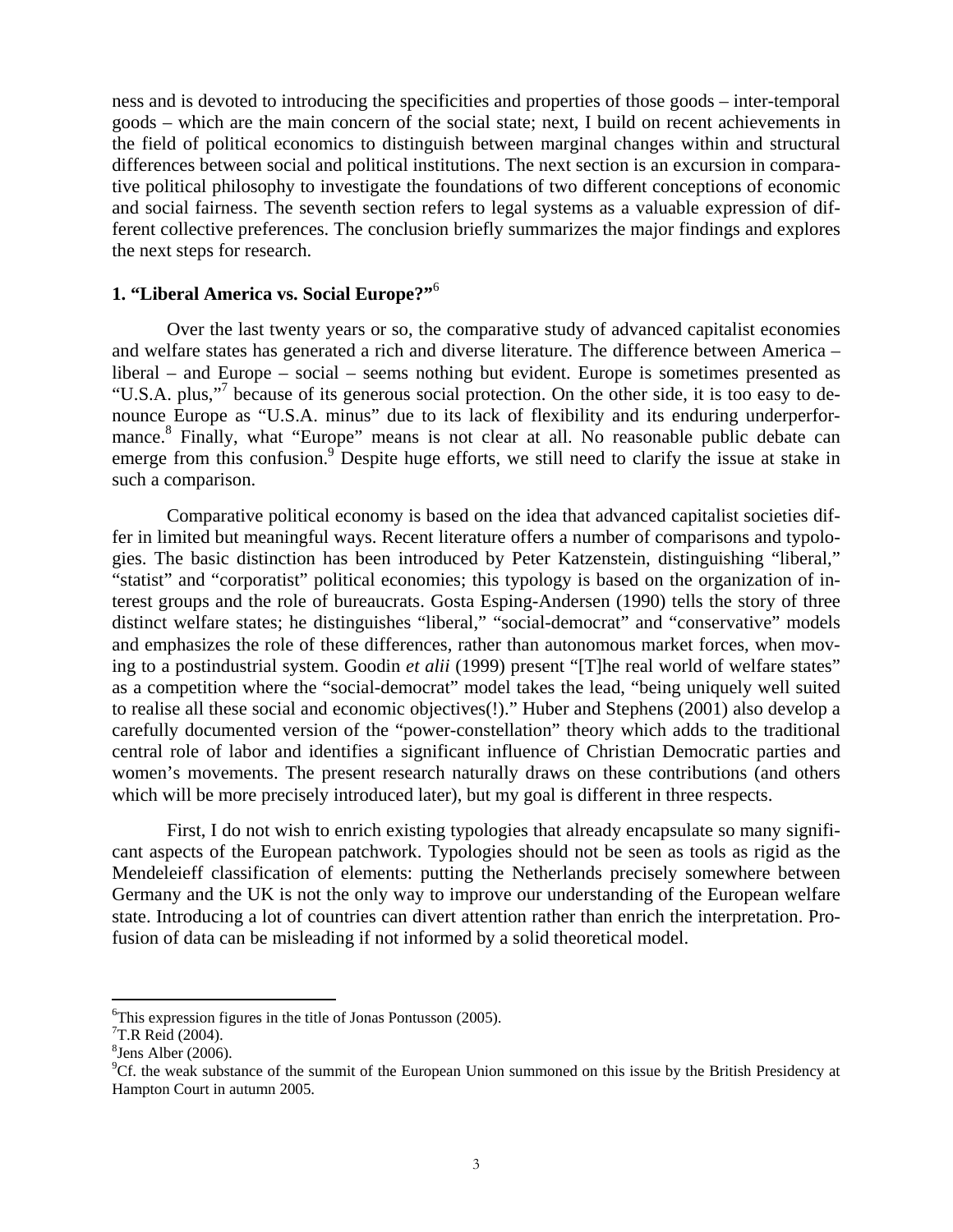ness and is devoted to introducing the specificities and properties of those goods – inter-temporal goods – which are the main concern of the social state; next, I build on recent achievements in the field of political economics to distinguish between marginal changes within and structural differences between social and political institutions. The next section is an excursion in comparative political philosophy to investigate the foundations of two different conceptions of economic and social fairness. The seventh section refers to legal systems as a valuable expression of different collective preferences. The conclusion briefly summarizes the major findings and explores the next steps for research.

## 1. "Liberal America vs. Social Europe?"[6]

Over the last twenty years or so, the comparative study of advanced capitalist economies and welfare states has generated a rich and diverse literature. The difference between America – liberal – and Europe – social – seems nothing but evident. Europe is sometimes presented as "U.S.A. plus,"[7] because of its generous social protection. On the other side, it is too easy to denounce Europe as "U.S.A. minus" due to its lack of flexibility and its enduring underperformance.[8] Finally, what "Europe" means is not clear at all. No reasonable public debate can emerge from this confusion.[9] Despite huge efforts, we still need to clarify the issue at stake in such a comparison.

Comparative political economy is based on the idea that advanced capitalist societies differ in limited but meaningful ways. Recent literature offers a number of comparisons and typologies. The basic distinction has been introduced by Peter Katzenstein, distinguishing "liberal," "statist" and "corporatist" political economies; this typology is based on the organization of interest groups and the role of bureaucrats. Gosta Esping-Andersen (1990) tells the story of three distinct welfare states; he distinguishes "liberal," "social-democrat" and "conservative" models and emphasizes the role of these differences, rather than autonomous market forces, when moving to a postindustrial system. Goodin *et alii* (1999) present "[T]he real world of welfare states" as a competition where the "social-democrat" model takes the lead, "being uniquely well suited to realise all these social and economic objectives(!)." Huber and Stephens (2001) also develop a carefully documented version of the "power-constellation" theory which adds to the traditional central role of labor and identifies a significant influence of Christian Democratic parties and women's movements. The present research naturally draws on these contributions (and others which will be more precisely introduced later), but my goal is different in three respects.

First, I do not wish to enrich existing typologies that already encapsulate so many significant aspects of the European patchwork. Typologies should not be seen as tools as rigid as the Mendeleieff classification of elements: putting the Netherlands precisely somewhere between Germany and the UK is not the only way to improve our understanding of the European welfare state. Introducing a lot of countries can divert attention rather than enrich the interpretation. Profusion of data can be misleading if not informed by a solid theoretical model.

---

[6] This expression figures in the title of Jonas Pontusson (2005).

[7] T.R Reid (2004).

[8] Jens Alber (2006).

[9] Cf. the weak substance of the summit of the European Union summoned on this issue by the British Presidency at Hampton Court in autumn 2005.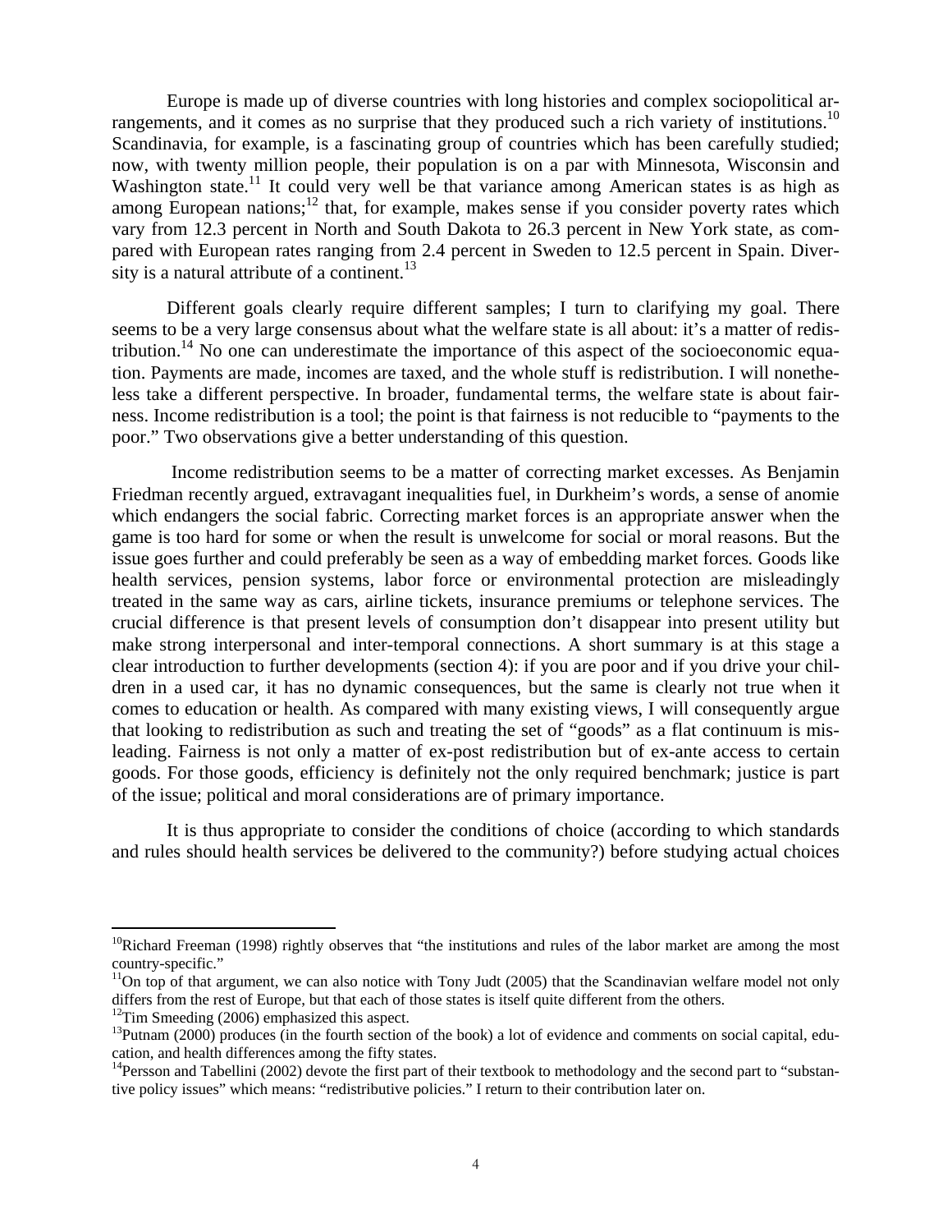Europe is made up of diverse countries with long histories and complex sociopolitical arrangements, and it comes as no surprise that they produced such a rich variety of institutions.[10] Scandinavia, for example, is a fascinating group of countries which has been carefully studied; now, with twenty million people, their population is on a par with Minnesota, Wisconsin and Washington state.[11] It could very well be that variance among American states is as high as among European nations;[12] that, for example, makes sense if you consider poverty rates which vary from 12.3 percent in North and South Dakota to 26.3 percent in New York state, as compared with European rates ranging from 2.4 percent in Sweden to 12.5 percent in Spain. Diversity is a natural attribute of a continent.[13]

Different goals clearly require different samples; I turn to clarifying my goal. There seems to be a very large consensus about what the welfare state is all about: it's a matter of redistribution.[14] No one can underestimate the importance of this aspect of the socioeconomic equation. Payments are made, incomes are taxed, and the whole stuff is redistribution. I will nonetheless take a different perspective. In broader, fundamental terms, the welfare state is about fairness. Income redistribution is a tool; the point is that fairness is not reducible to "payments to the poor." Two observations give a better understanding of this question.

Income redistribution seems to be a matter of correcting market excesses. As Benjamin Friedman recently argued, extravagant inequalities fuel, in Durkheim's words, a sense of anomie which endangers the social fabric. Correcting market forces is an appropriate answer when the game is too hard for some or when the result is unwelcome for social or moral reasons. But the issue goes further and could preferably be seen as a way of embedding market forces. Goods like health services, pension systems, labor force or environmental protection are misleadingly treated in the same way as cars, airline tickets, insurance premiums or telephone services. The crucial difference is that present levels of consumption don't disappear into present utility but make strong interpersonal and inter-temporal connections. A short summary is at this stage a clear introduction to further developments (section 4): if you are poor and if you drive your children in a used car, it has no dynamic consequences, but the same is clearly not true when it comes to education or health. As compared with many existing views, I will consequently argue that looking to redistribution as such and treating the set of "goods" as a flat continuum is misleading. Fairness is not only a matter of ex-post redistribution but of ex-ante access to certain goods. For those goods, efficiency is definitely not the only required benchmark; justice is part of the issue; political and moral considerations are of primary importance.

It is thus appropriate to consider the conditions of choice (according to which standards and rules should health services be delivered to the community?) before studying actual choices

---

[10] Richard Freeman (1998) rightly observes that "the institutions and rules of the labor market are among the most country-specific."

[11] On top of that argument, we can also notice with Tony Judt (2005) that the Scandinavian welfare model not only differs from the rest of Europe, but that each of those states is itself quite different from the others.

[12] Tim Smeeding (2006) emphasized this aspect.

[13] Putnam (2000) produces (in the fourth section of the book) a lot of evidence and comments on social capital, education, and health differences among the fifty states.

[14] Persson and Tabellini (2002) devote the first part of their textbook to methodology and the second part to "substantive policy issues" which means: "redistributive policies." I return to their contribution later on.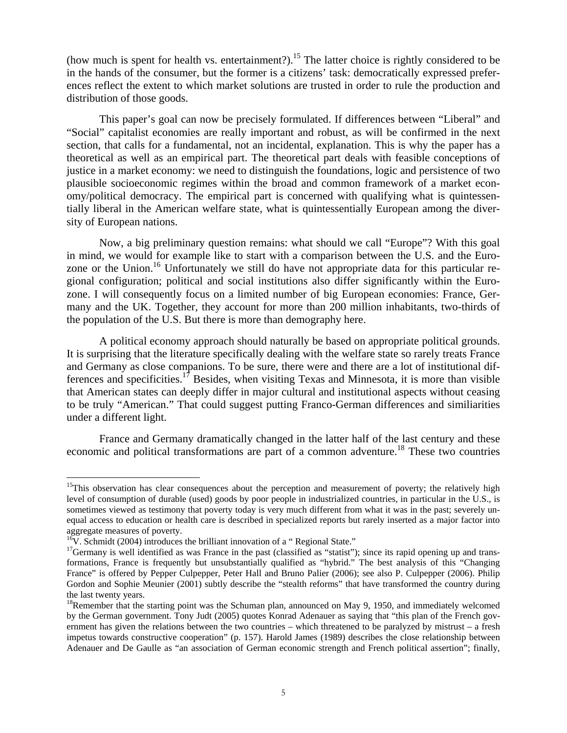(how much is spent for health vs. entertainment?).[15] The latter choice is rightly considered to be in the hands of the consumer, but the former is a citizens' task: democratically expressed preferences reflect the extent to which market solutions are trusted in order to rule the production and distribution of those goods.

This paper's goal can now be precisely formulated. If differences between "Liberal" and "Social" capitalist economies are really important and robust, as will be confirmed in the next section, that calls for a fundamental, not an incidental, explanation. This is why the paper has a theoretical as well as an empirical part. The theoretical part deals with feasible conceptions of justice in a market economy: we need to distinguish the foundations, logic and persistence of two plausible socioeconomic regimes within the broad and common framework of a market economy/political democracy. The empirical part is concerned with qualifying what is quintessentially liberal in the American welfare state, what is quintessentially European among the diversity of European nations.

Now, a big preliminary question remains: what should we call "Europe"? With this goal in mind, we would for example like to start with a comparison between the U.S. and the Eurozone or the Union.[16] Unfortunately we still do have not appropriate data for this particular regional configuration; political and social institutions also differ significantly within the Eurozone. I will consequently focus on a limited number of big European economies: France, Germany and the UK. Together, they account for more than 200 million inhabitants, two-thirds of the population of the U.S. But there is more than demography here.

A political economy approach should naturally be based on appropriate political grounds. It is surprising that the literature specifically dealing with the welfare state so rarely treats France and Germany as close companions. To be sure, there were and there are a lot of institutional differences and specificities.[17] Besides, when visiting Texas and Minnesota, it is more than visible that American states can deeply differ in major cultural and institutional aspects without ceasing to be truly "American." That could suggest putting Franco-German differences and similiarities under a different light.

France and Germany dramatically changed in the latter half of the last century and these economic and political transformations are part of a common adventure.[18] These two countries

---

[15] This observation has clear consequences about the perception and measurement of poverty; the relatively high level of consumption of durable (used) goods by poor people in industrialized countries, in particular in the U.S., is sometimes viewed as testimony that poverty today is very much different from what it was in the past; severely unequal access to education or health care is described in specialized reports but rarely inserted as a major factor into aggregate measures of poverty.

[16] V. Schmidt (2004) introduces the brilliant innovation of a " Regional State."

[17] Germany is well identified as was France in the past (classified as "statist"); since its rapid opening up and transformations, France is frequently but unsubstantially qualified as "hybrid." The best analysis of this "Changing France" is offered by Pepper Culpepper, Peter Hall and Bruno Palier (2006); see also P. Culpepper (2006). Philip Gordon and Sophie Meunier (2001) subtly describe the "stealth reforms" that have transformed the country during the last twenty years.

[18] Remember that the starting point was the Schuman plan, announced on May 9, 1950, and immediately welcomed by the German government. Tony Judt (2005) quotes Konrad Adenauer as saying that "this plan of the French government has given the relations between the two countries – which threatened to be paralyzed by mistrust – a fresh impetus towards constructive cooperation" (p. 157). Harold James (1989) describes the close relationship between Adenauer and De Gaulle as "an association of German economic strength and French political assertion"; finally,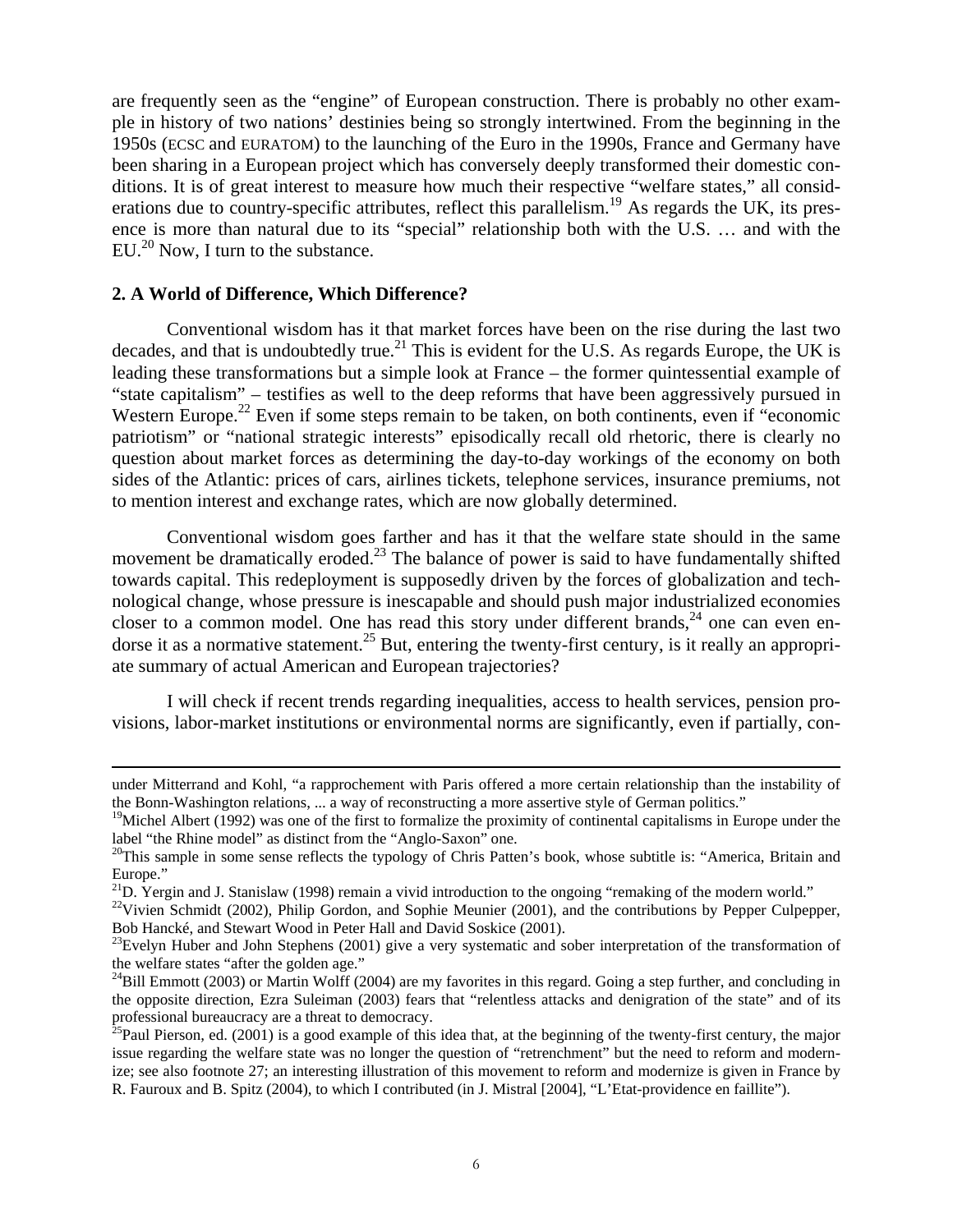are frequently seen as the "engine" of European construction. There is probably no other example in history of two nations' destinies being so strongly intertwined. From the beginning in the 1950s (ECSC and EURATOM) to the launching of the Euro in the 1990s, France and Germany have been sharing in a European project which has conversely deeply transformed their domestic conditions. It is of great interest to measure how much their respective "welfare states," all considerations due to country-specific attributes, reflect this parallelism.[19] As regards the UK, its presence is more than natural due to its "special" relationship both with the U.S. … and with the EU.[20] Now, I turn to the substance.

## 2. A World of Difference, Which Difference?

Conventional wisdom has it that market forces have been on the rise during the last two decades, and that is undoubtedly true.[21] This is evident for the U.S. As regards Europe, the UK is leading these transformations but a simple look at France – the former quintessential example of "state capitalism" – testifies as well to the deep reforms that have been aggressively pursued in Western Europe.[22] Even if some steps remain to be taken, on both continents, even if "economic patriotism" or "national strategic interests" episodically recall old rhetoric, there is clearly no question about market forces as determining the day-to-day workings of the economy on both sides of the Atlantic: prices of cars, airlines tickets, telephone services, insurance premiums, not to mention interest and exchange rates, which are now globally determined.

Conventional wisdom goes farther and has it that the welfare state should in the same movement be dramatically eroded.[23] The balance of power is said to have fundamentally shifted towards capital. This redeployment is supposedly driven by the forces of globalization and technological change, whose pressure is inescapable and should push major industrialized economies closer to a common model. One has read this story under different brands,[24] one can even endorse it as a normative statement.[25] But, entering the twenty-first century, is it really an appropriate summary of actual American and European trajectories?

I will check if recent trends regarding inequalities, access to health services, pension provisions, labor-market institutions or environmental norms are significantly, even if partially, con-

---

under Mitterrand and Kohl, "a rapprochement with Paris offered a more certain relationship than the instability of the Bonn-Washington relations, ... a way of reconstructing a more assertive style of German politics."

[19]Michel Albert (1992) was one of the first to formalize the proximity of continental capitalisms in Europe under the label "the Rhine model" as distinct from the "Anglo-Saxon" one.

[20]This sample in some sense reflects the typology of Chris Patten's book, whose subtitle is: "America, Britain and Europe."

[21]D. Yergin and J. Stanislaw (1998) remain a vivid introduction to the ongoing "remaking of the modern world."

[22]Vivien Schmidt (2002), Philip Gordon, and Sophie Meunier (2001), and the contributions by Pepper Culpepper, Bob Hancké, and Stewart Wood in Peter Hall and David Soskice (2001).

[23]Evelyn Huber and John Stephens (2001) give a very systematic and sober interpretation of the transformation of the welfare states "after the golden age."

[24]Bill Emmott (2003) or Martin Wolff (2004) are my favorites in this regard. Going a step further, and concluding in the opposite direction, Ezra Suleiman (2003) fears that "relentless attacks and denigration of the state" and of its professional bureaucracy are a threat to democracy.

[25]Paul Pierson, ed. (2001) is a good example of this idea that, at the beginning of the twenty-first century, the major issue regarding the welfare state was no longer the question of "retrenchment" but the need to reform and modernize; see also footnote 27; an interesting illustration of this movement to reform and modernize is given in France by R. Fauroux and B. Spitz (2004), to which I contributed (in J. Mistral [2004], "L'Etat-providence en faillite").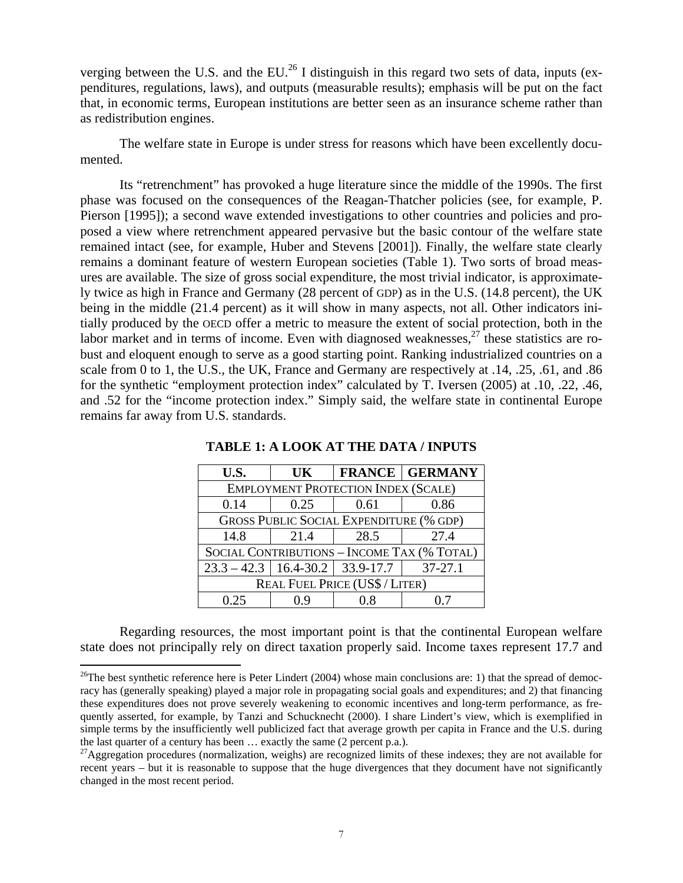verging between the U.S. and the EU.[26] I distinguish in this regard two sets of data, inputs (expenditures, regulations, laws), and outputs (measurable results); emphasis will be put on the fact that, in economic terms, European institutions are better seen as an insurance scheme rather than as redistribution engines.

The welfare state in Europe is under stress for reasons which have been excellently documented.

Its "retrenchment" has provoked a huge literature since the middle of the 1990s. The first phase was focused on the consequences of the Reagan-Thatcher policies (see, for example, P. Pierson [1995]); a second wave extended investigations to other countries and policies and proposed a view where retrenchment appeared pervasive but the basic contour of the welfare state remained intact (see, for example, Huber and Stevens [2001]). Finally, the welfare state clearly remains a dominant feature of western European societies (Table 1). Two sorts of broad measures are available. The size of gross social expenditure, the most trivial indicator, is approximately twice as high in France and Germany (28 percent of GDP) as in the U.S. (14.8 percent), the UK being in the middle (21.4 percent) as it will show in many aspects, not all. Other indicators initially produced by the OECD offer a metric to measure the extent of social protection, both in the labor market and in terms of income. Even with diagnosed weaknesses,[27] these statistics are robust and eloquent enough to serve as a good starting point. Ranking industrialized countries on a scale from 0 to 1, the U.S., the UK, France and Germany are respectively at .14, .25, .61, and .86 for the synthetic "employment protection index" calculated by T. Iversen (2005) at .10, .22, .46, and .52 for the "income protection index." Simply said, the welfare state in continental Europe remains far away from U.S. standards.

**TABLE 1: A LOOK AT THE DATA / INPUTS**

| U.S. | UK | FRANCE | GERMANY |
|---|---|---|---|
| EMPLOYMENT PROTECTION INDEX (SCALE) | | | |
| 0.14 | 0.25 | 0.61 | 0.86 |
| GROSS PUBLIC SOCIAL EXPENDITURE (% GDP) | | | |
| 14.8 | 21.4 | 28.5 | 27.4 |
| SOCIAL CONTRIBUTIONS – INCOME TAX (% TOTAL) | | | |
| 23.3 – 42.3 | 16.4-30.2 | 33.9-17.7 | 37-27.1 |
| REAL FUEL PRICE (US$ / LITER) | | | |
| 0.25 | 0.9 | 0.8 | 0.7 |

Regarding resources, the most important point is that the continental European welfare state does not principally rely on direct taxation properly said. Income taxes represent 17.7 and

[26]The best synthetic reference here is Peter Lindert (2004) whose main conclusions are: 1) that the spread of democracy has (generally speaking) played a major role in propagating social goals and expenditures; and 2) that financing these expenditures does not prove severely weakening to economic incentives and long-term performance, as frequently asserted, for example, by Tanzi and Schucknecht (2000). I share Lindert's view, which is exemplified in simple terms by the insufficiently well publicized fact that average growth per capita in France and the U.S. during the last quarter of a century has been … exactly the same (2 percent p.a.).

[27]Aggregation procedures (normalization, weighs) are recognized limits of these indexes; they are not available for recent years – but it is reasonable to suppose that the huge divergences that they document have not significantly changed in the most recent period.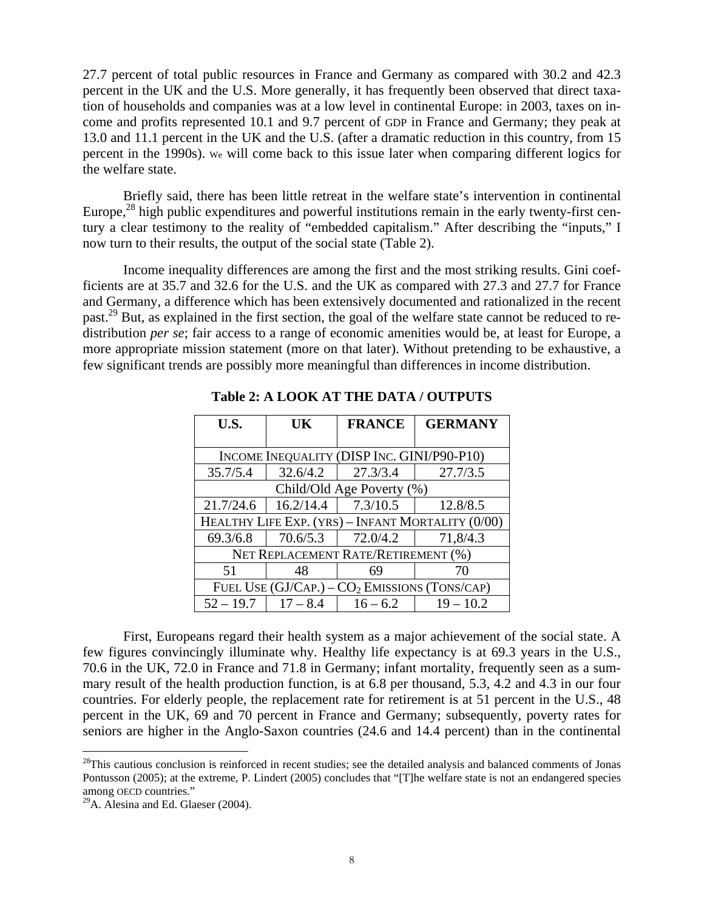27.7 percent of total public resources in France and Germany as compared with 30.2 and 42.3 percent in the UK and the U.S. More generally, it has frequently been observed that direct taxation of households and companies was at a low level in continental Europe: in 2003, taxes on income and profits represented 10.1 and 9.7 percent of GDP in France and Germany; they peak at 13.0 and 11.1 percent in the UK and the U.S. (after a dramatic reduction in this country, from 15 percent in the 1990s). We will come back to this issue later when comparing different logics for the welfare state.

Briefly said, there has been little retreat in the welfare state's intervention in continental Europe,[28] high public expenditures and powerful institutions remain in the early twenty-first century a clear testimony to the reality of "embedded capitalism." After describing the "inputs," I now turn to their results, the output of the social state (Table 2).

Income inequality differences are among the first and the most striking results. Gini coefficients are at 35.7 and 32.6 for the U.S. and the UK as compared with 27.3 and 27.7 for France and Germany, a difference which has been extensively documented and rationalized in the recent past.[29] But, as explained in the first section, the goal of the welfare state cannot be reduced to redistribution *per se*; fair access to a range of economic amenities would be, at least for Europe, a more appropriate mission statement (more on that later). Without pretending to be exhaustive, a few significant trends are possibly more meaningful than differences in income distribution.

**Table 2: A LOOK AT THE DATA / OUTPUTS**

| U.S. | UK | FRANCE | GERMANY |
|---|---|---|---|
| INCOME INEQUALITY (DISP INC. GINI/P90-P10) | | | |
| 35.7/5.4 | 32.6/4.2 | 27.3/3.4 | 27.7/3.5 |
| Child/Old Age Poverty (%) | | | |
| 21.7/24.6 | 16.2/14.4 | 7.3/10.5 | 12.8/8.5 |
| HEALTHY LIFE EXP. (YRS) – INFANT MORTALITY (0/00) | | | |
| 69.3/6.8 | 70.6/5.3 | 72.0/4.2 | 71,8/4.3 |
| NET REPLACEMENT RATE/RETIREMENT (%) | | | |
| 51 | 48 | 69 | 70 |
| FUEL USE (GJ/CAP.) – $CO_2$ EMISSIONS (TONS/CAP) | | | |
| 52 – 19.7 | 17 – 8.4 | 16 – 6.2 | 19 – 10.2 |

First, Europeans regard their health system as a major achievement of the social state. A few figures convincingly illuminate why. Healthy life expectancy is at 69.3 years in the U.S., 70.6 in the UK, 72.0 in France and 71.8 in Germany; infant mortality, frequently seen as a summary result of the health production function, is at 6.8 per thousand, 5.3, 4.2 and 4.3 in our four countries. For elderly people, the replacement rate for retirement is at 51 percent in the U.S., 48 percent in the UK, 69 and 70 percent in France and Germany; subsequently, poverty rates for seniors are higher in the Anglo-Saxon countries (24.6 and 14.4 percent) than in the continental

---

[28] This cautious conclusion is reinforced in recent studies; see the detailed analysis and balanced comments of Jonas Pontusson (2005); at the extreme, P. Lindert (2005) concludes that "[T]he welfare state is not an endangered species among OECD countries."

[29] A. Alesina and Ed. Glaeser (2004).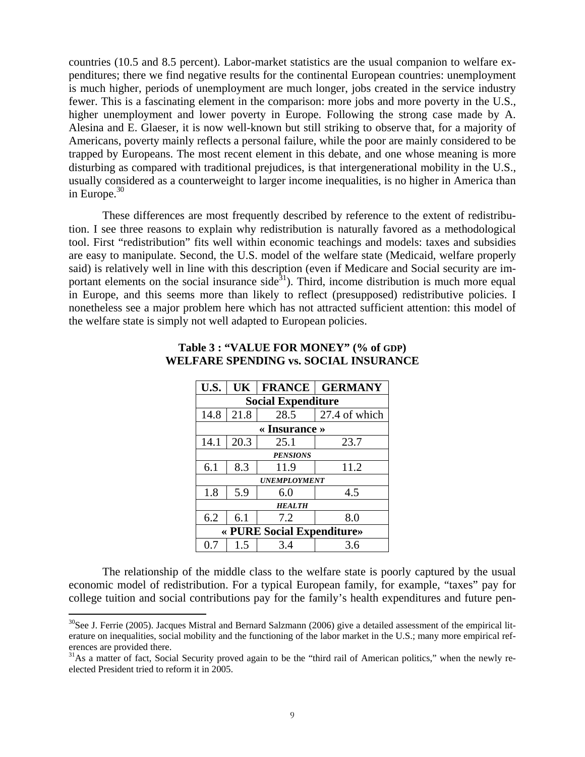countries (10.5 and 8.5 percent). Labor-market statistics are the usual companion to welfare expenditures; there we find negative results for the continental European countries: unemployment is much higher, periods of unemployment are much longer, jobs created in the service industry fewer. This is a fascinating element in the comparison: more jobs and more poverty in the U.S., higher unemployment and lower poverty in Europe. Following the strong case made by A. Alesina and E. Glaeser, it is now well-known but still striking to observe that, for a majority of Americans, poverty mainly reflects a personal failure, while the poor are mainly considered to be trapped by Europeans. The most recent element in this debate, and one whose meaning is more disturbing as compared with traditional prejudices, is that intergenerational mobility in the U.S., usually considered as a counterweight to larger income inequalities, is no higher in America than in Europe.[30]

These differences are most frequently described by reference to the extent of redistribution. I see three reasons to explain why redistribution is naturally favored as a methodological tool. First "redistribution" fits well within economic teachings and models: taxes and subsidies are easy to manipulate. Second, the U.S. model of the welfare state (Medicaid, welfare properly said) is relatively well in line with this description (even if Medicare and Social security are important elements on the social insurance side[31]). Third, income distribution is much more equal in Europe, and this seems more than likely to reflect (presupposed) redistributive policies. I nonetheless see a major problem here which has not attracted sufficient attention: this model of the welfare state is simply not well adapted to European policies.

**Table 3 : "VALUE FOR MONEY" (% of GDP)**
**WELFARE SPENDING vs. SOCIAL INSURANCE**

| U.S. | UK | FRANCE | GERMANY |
|---|---|---|---|
| **Social Expenditure** | | | |
| 14.8 | 21.8 | 28.5 | 27.4 of which |
| **« Insurance »** | | | |
| 14.1 | 20.3 | 25.1 | 23.7 |
| ***PENSIONS*** | | | |
| 6.1 | 8.3 | 11.9 | 11.2 |
| ***UNEMPLOYMENT*** | | | |
| 1.8 | 5.9 | 6.0 | 4.5 |
| ***HEALTH*** | | | |
| 6.2 | 6.1 | 7.2 | 8.0 |
| **« PURE Social Expenditure»** | | | |
| 0.7 | 1.5 | 3.4 | 3.6 |

The relationship of the middle class to the welfare state is poorly captured by the usual economic model of redistribution. For a typical European family, for example, "taxes" pay for college tuition and social contributions pay for the family's health expenditures and future pen-

---

[30] See J. Ferrie (2005). Jacques Mistral and Bernard Salzmann (2006) give a detailed assessment of the empirical literature on inequalities, social mobility and the functioning of the labor market in the U.S.; many more empirical references are provided there.

[31] As a matter of fact, Social Security proved again to be the "third rail of American politics," when the newly reelected President tried to reform it in 2005.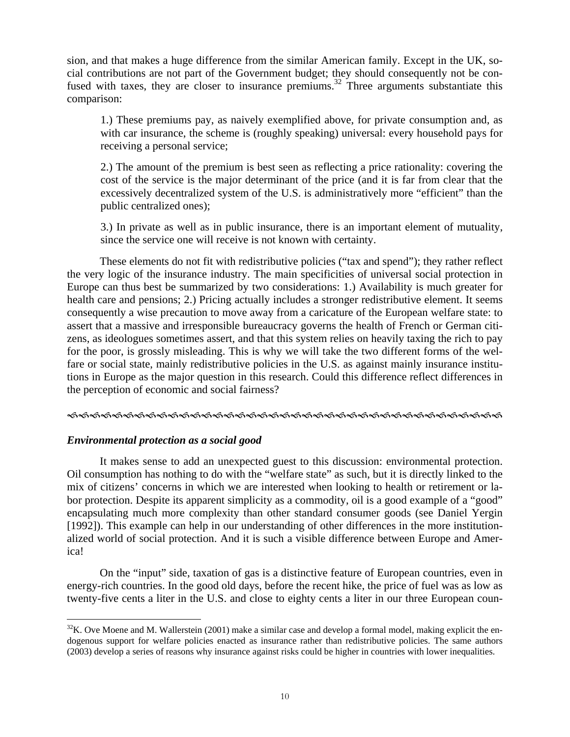sion, and that makes a huge difference from the similar American family. Except in the UK, social contributions are not part of the Government budget; they should consequently not be confused with taxes, they are closer to insurance premiums.[32] Three arguments substantiate this comparison:

> 1.) These premiums pay, as naively exemplified above, for private consumption and, as with car insurance, the scheme is (roughly speaking) universal: every household pays for receiving a personal service;
>
> 2.) The amount of the premium is best seen as reflecting a price rationality: covering the cost of the service is the major determinant of the price (and it is far from clear that the excessively decentralized system of the U.S. is administratively more "efficient" than the public centralized ones);
>
> 3.) In private as well as in public insurance, there is an important element of mutuality, since the service one will receive is not known with certainty.

These elements do not fit with redistributive policies ("tax and spend"); they rather reflect the very logic of the insurance industry. The main specificities of universal social protection in Europe can thus best be summarized by two considerations: 1.) Availability is much greater for health care and pensions; 2.) Pricing actually includes a stronger redistributive element. It seems consequently a wise precaution to move away from a caricature of the European welfare state: to assert that a massive and irresponsible bureaucracy governs the health of French or German citizens, as ideologues sometimes assert, and that this system relies on heavily taxing the rich to pay for the poor, is grossly misleading. This is why we will take the two different forms of the welfare or social state, mainly redistributive policies in the U.S. as against mainly insurance institutions in Europe as the major question in this research. Could this difference reflect differences in the perception of economic and social fairness?

---

### *Environmental protection as a social good*

It makes sense to add an unexpected guest to this discussion: environmental protection. Oil consumption has nothing to do with the "welfare state" as such, but it is directly linked to the mix of citizens' concerns in which we are interested when looking to health or retirement or labor protection. Despite its apparent simplicity as a commodity, oil is a good example of a "good" encapsulating much more complexity than other standard consumer goods (see Daniel Yergin [1992]). This example can help in our understanding of other differences in the more institutionalized world of social protection. And it is such a visible difference between Europe and America!

On the "input" side, taxation of gas is a distinctive feature of European countries, even in energy-rich countries. In the good old days, before the recent hike, the price of fuel was as low as twenty-five cents a liter in the U.S. and close to eighty cents a liter in our three European coun-

---

[32] K. Ove Moene and M. Wallerstein (2001) make a similar case and develop a formal model, making explicit the endogenous support for welfare policies enacted as insurance rather than redistributive policies. The same authors (2003) develop a series of reasons why insurance against risks could be higher in countries with lower inequalities.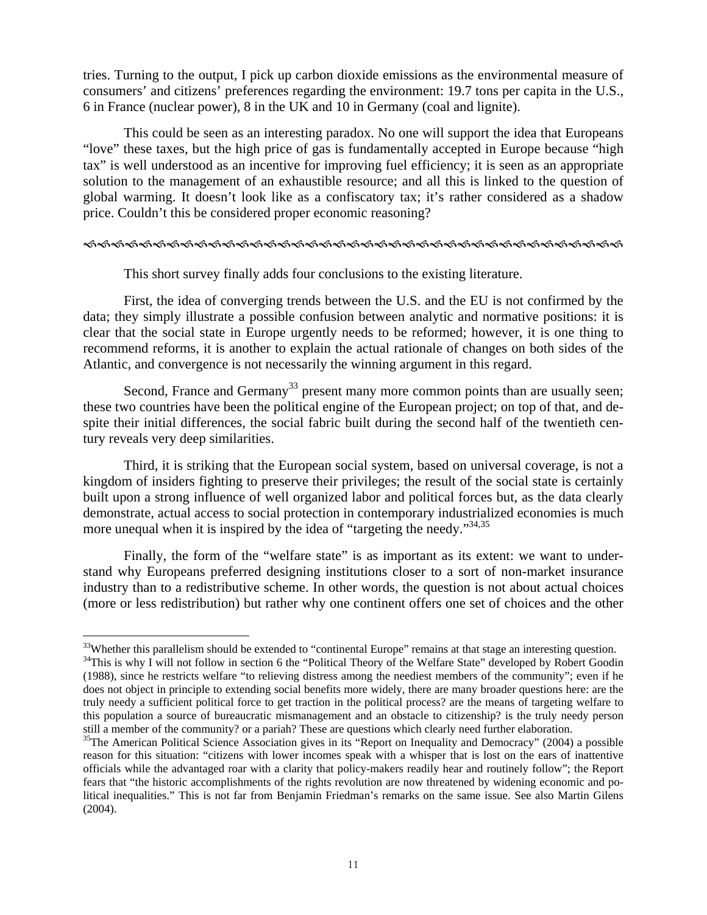tries. Turning to the output, I pick up carbon dioxide emissions as the environmental measure of consumers' and citizens' preferences regarding the environment: 19.7 tons per capita in the U.S., 6 in France (nuclear power), 8 in the UK and 10 in Germany (coal and lignite).

This could be seen as an interesting paradox. No one will support the idea that Europeans "love" these taxes, but the high price of gas is fundamentally accepted in Europe because "high tax" is well understood as an incentive for improving fuel efficiency; it is seen as an appropriate solution to the management of an exhaustible resource; and all this is linked to the question of global warming. It doesn't look like as a confiscatory tax; it's rather considered as a shadow price. Couldn't this be considered proper economic reasoning?

---

This short survey finally adds four conclusions to the existing literature.

First, the idea of converging trends between the U.S. and the EU is not confirmed by the data; they simply illustrate a possible confusion between analytic and normative positions: it is clear that the social state in Europe urgently needs to be reformed; however, it is one thing to recommend reforms, it is another to explain the actual rationale of changes on both sides of the Atlantic, and convergence is not necessarily the winning argument in this regard.

Second, France and Germany[33] present many more common points than are usually seen; these two countries have been the political engine of the European project; on top of that, and despite their initial differences, the social fabric built during the second half of the twentieth century reveals very deep similarities.

Third, it is striking that the European social system, based on universal coverage, is not a kingdom of insiders fighting to preserve their privileges; the result of the social state is certainly built upon a strong influence of well organized labor and political forces but, as the data clearly demonstrate, actual access to social protection in contemporary industrialized economies is much more unequal when it is inspired by the idea of "targeting the needy."[34,35]

Finally, the form of the "welfare state" is as important as its extent: we want to understand why Europeans preferred designing institutions closer to a sort of non-market insurance industry than to a redistributive scheme. In other words, the question is not about actual choices (more or less redistribution) but rather why one continent offers one set of choices and the other

---

[33] Whether this parallelism should be extended to "continental Europe" remains at that stage an interesting question.

[34] This is why I will not follow in section 6 the "Political Theory of the Welfare State" developed by Robert Goodin (1988), since he restricts welfare "to relieving distress among the neediest members of the community"; even if he does not object in principle to extending social benefits more widely, there are many broader questions here: are the truly needy a sufficient political force to get traction in the political process? are the means of targeting welfare to this population a source of bureaucratic mismanagement and an obstacle to citizenship? is the truly needy person still a member of the community? or a pariah? These are questions which clearly need further elaboration.

[35] The American Political Science Association gives in its "Report on Inequality and Democracy" (2004) a possible reason for this situation: "citizens with lower incomes speak with a whisper that is lost on the ears of inattentive officials while the advantaged roar with a clarity that policy-makers readily hear and routinely follow"; the Report fears that "the historic accomplishments of the rights revolution are now threatened by widening economic and political inequalities." This is not far from Benjamin Friedman's remarks on the same issue. See also Martin Gilens (2004).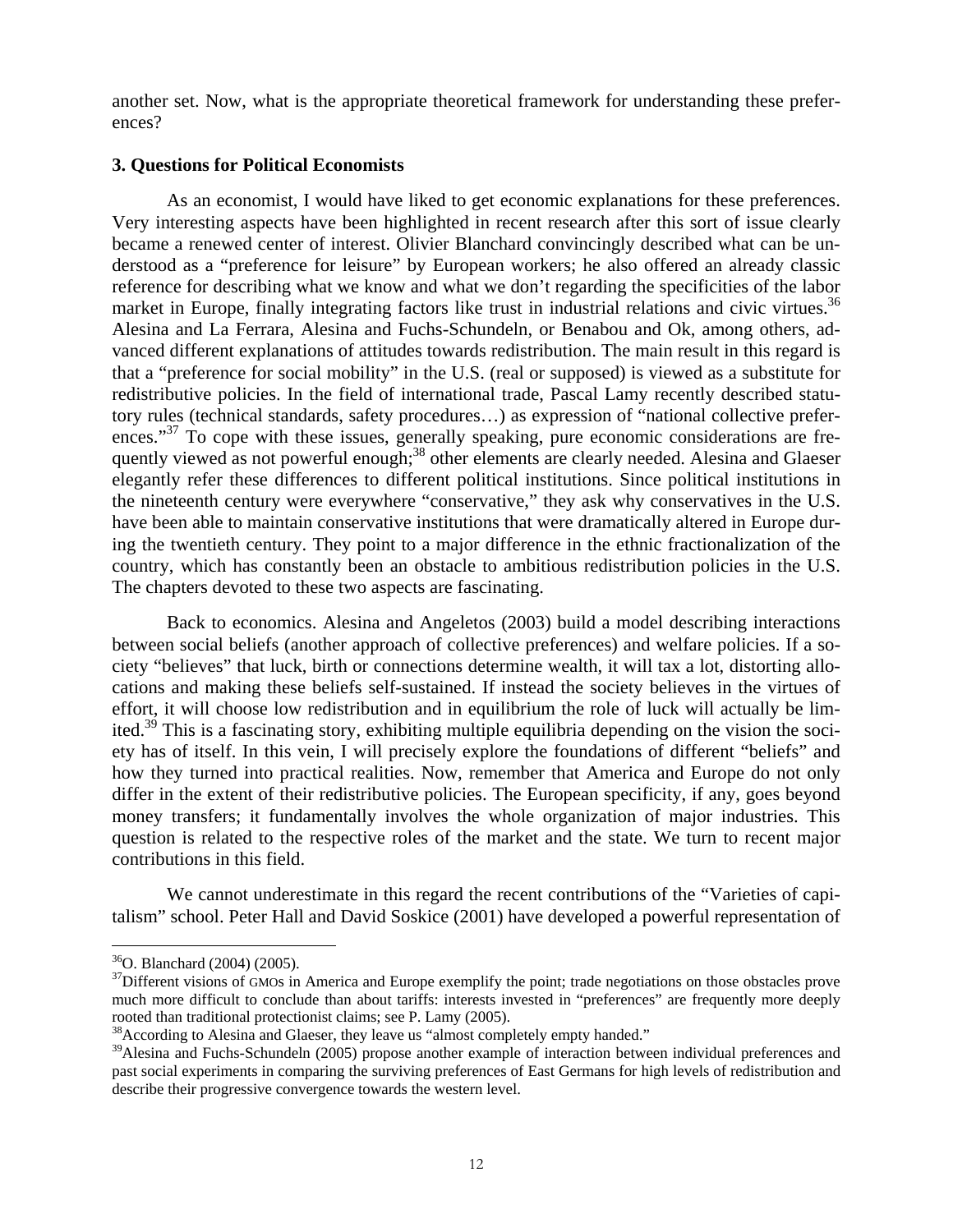another set. Now, what is the appropriate theoretical framework for understanding these preferences?

### 3. Questions for Political Economists

As an economist, I would have liked to get economic explanations for these preferences. Very interesting aspects have been highlighted in recent research after this sort of issue clearly became a renewed center of interest. Olivier Blanchard convincingly described what can be understood as a "preference for leisure" by European workers; he also offered an already classic reference for describing what we know and what we don't regarding the specificities of the labor market in Europe, finally integrating factors like trust in industrial relations and civic virtues.[36] Alesina and La Ferrara, Alesina and Fuchs-Schundeln, or Benabou and Ok, among others, advanced different explanations of attitudes towards redistribution. The main result in this regard is that a "preference for social mobility" in the U.S. (real or supposed) is viewed as a substitute for redistributive policies. In the field of international trade, Pascal Lamy recently described statutory rules (technical standards, safety procedures…) as expression of "national collective preferences."[37] To cope with these issues, generally speaking, pure economic considerations are frequently viewed as not powerful enough;[38] other elements are clearly needed. Alesina and Glaeser elegantly refer these differences to different political institutions. Since political institutions in the nineteenth century were everywhere "conservative," they ask why conservatives in the U.S. have been able to maintain conservative institutions that were dramatically altered in Europe during the twentieth century. They point to a major difference in the ethnic fractionalization of the country, which has constantly been an obstacle to ambitious redistribution policies in the U.S. The chapters devoted to these two aspects are fascinating.

Back to economics. Alesina and Angeletos (2003) build a model describing interactions between social beliefs (another approach of collective preferences) and welfare policies. If a society "believes" that luck, birth or connections determine wealth, it will tax a lot, distorting allocations and making these beliefs self-sustained. If instead the society believes in the virtues of effort, it will choose low redistribution and in equilibrium the role of luck will actually be limited.[39] This is a fascinating story, exhibiting multiple equilibria depending on the vision the society has of itself. In this vein, I will precisely explore the foundations of different "beliefs" and how they turned into practical realities. Now, remember that America and Europe do not only differ in the extent of their redistributive policies. The European specificity, if any, goes beyond money transfers; it fundamentally involves the whole organization of major industries. This question is related to the respective roles of the market and the state. We turn to recent major contributions in this field.

We cannot underestimate in this regard the recent contributions of the "Varieties of capitalism" school. Peter Hall and David Soskice (2001) have developed a powerful representation of

---

[36] O. Blanchard (2004) (2005).

[37] Different visions of GMOs in America and Europe exemplify the point; trade negotiations on those obstacles prove much more difficult to conclude than about tariffs: interests invested in "preferences" are frequently more deeply rooted than traditional protectionist claims; see P. Lamy (2005).

[38] According to Alesina and Glaeser, they leave us "almost completely empty handed."

[39] Alesina and Fuchs-Schundeln (2005) propose another example of interaction between individual preferences and past social experiments in comparing the surviving preferences of East Germans for high levels of redistribution and describe their progressive convergence towards the western level.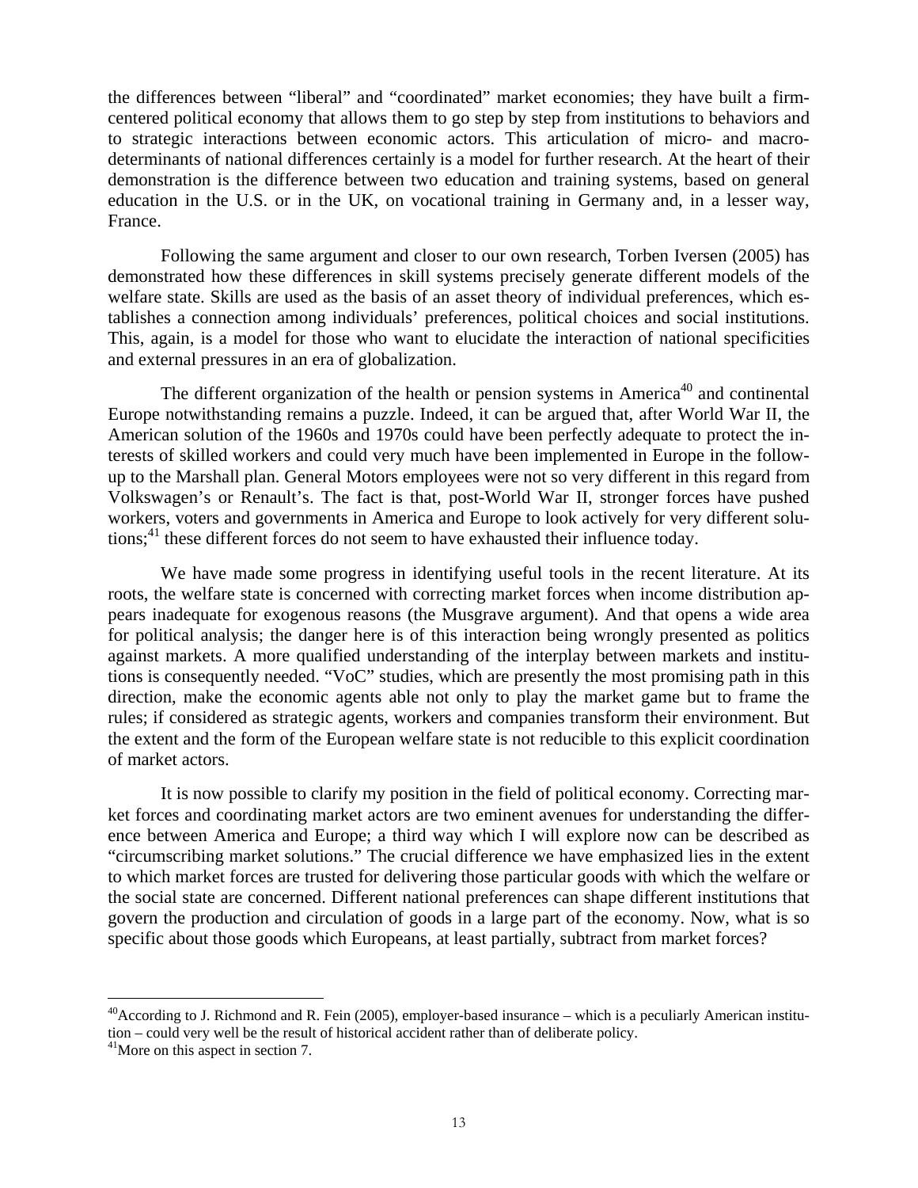the differences between "liberal" and "coordinated" market economies; they have built a firm-centered political economy that allows them to go step by step from institutions to behaviors and to strategic interactions between economic actors. This articulation of micro- and macro-determinants of national differences certainly is a model for further research. At the heart of their demonstration is the difference between two education and training systems, based on general education in the U.S. or in the UK, on vocational training in Germany and, in a lesser way, France.

Following the same argument and closer to our own research, Torben Iversen (2005) has demonstrated how these differences in skill systems precisely generate different models of the welfare state. Skills are used as the basis of an asset theory of individual preferences, which establishes a connection among individuals' preferences, political choices and social institutions. This, again, is a model for those who want to elucidate the interaction of national specificities and external pressures in an era of globalization.

The different organization of the health or pension systems in America[40] and continental Europe notwithstanding remains a puzzle. Indeed, it can be argued that, after World War II, the American solution of the 1960s and 1970s could have been perfectly adequate to protect the interests of skilled workers and could very much have been implemented in Europe in the follow-up to the Marshall plan. General Motors employees were not so very different in this regard from Volkswagen's or Renault's. The fact is that, post-World War II, stronger forces have pushed workers, voters and governments in America and Europe to look actively for very different solutions;[41] these different forces do not seem to have exhausted their influence today.

We have made some progress in identifying useful tools in the recent literature. At its roots, the welfare state is concerned with correcting market forces when income distribution appears inadequate for exogenous reasons (the Musgrave argument). And that opens a wide area for political analysis; the danger here is of this interaction being wrongly presented as politics against markets. A more qualified understanding of the interplay between markets and institutions is consequently needed. "VoC" studies, which are presently the most promising path in this direction, make the economic agents able not only to play the market game but to frame the rules; if considered as strategic agents, workers and companies transform their environment. But the extent and the form of the European welfare state is not reducible to this explicit coordination of market actors.

It is now possible to clarify my position in the field of political economy. Correcting market forces and coordinating market actors are two eminent avenues for understanding the difference between America and Europe; a third way which I will explore now can be described as "circumscribing market solutions." The crucial difference we have emphasized lies in the extent to which market forces are trusted for delivering those particular goods with which the welfare or the social state are concerned. Different national preferences can shape different institutions that govern the production and circulation of goods in a large part of the economy. Now, what is so specific about those goods which Europeans, at least partially, subtract from market forces?

---

[40] According to J. Richmond and R. Fein (2005), employer-based insurance – which is a peculiarly American institution – could very well be the result of historical accident rather than of deliberate policy.

[41] More on this aspect in section 7.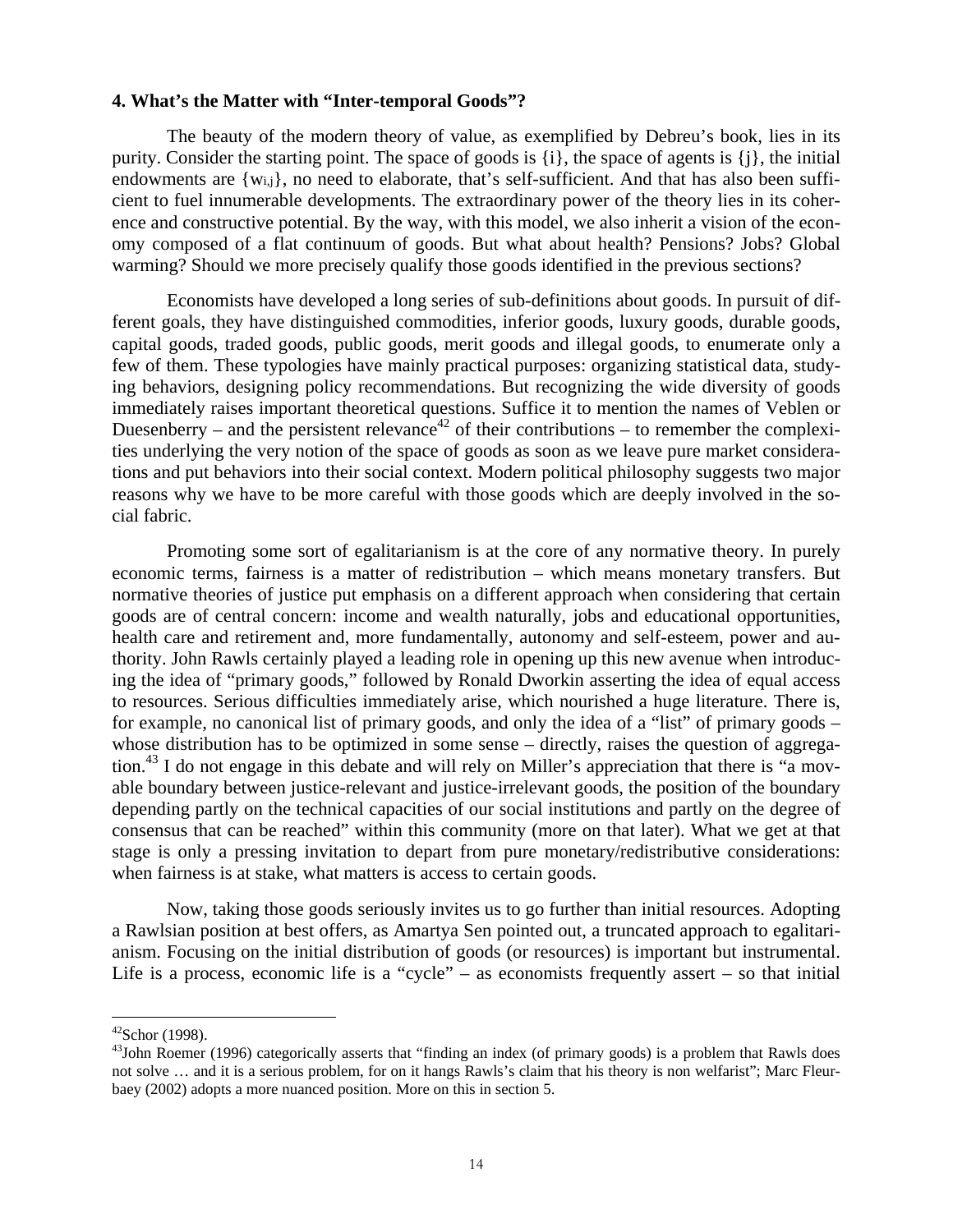### 4. What's the Matter with "Inter-temporal Goods"?

The beauty of the modern theory of value, as exemplified by Debreu's book, lies in its purity. Consider the starting point. The space of goods is $\{i\}$, the space of agents is $\{j\}$, the initial endowments are $\{w_{i,j}\}$, no need to elaborate, that's self-sufficient. And that has also been sufficient to fuel innumerable developments. The extraordinary power of the theory lies in its coherence and constructive potential. By the way, with this model, we also inherit a vision of the economy composed of a flat continuum of goods. But what about health? Pensions? Jobs? Global warming? Should we more precisely qualify those goods identified in the previous sections?

Economists have developed a long series of sub-definitions about goods. In pursuit of different goals, they have distinguished commodities, inferior goods, luxury goods, durable goods, capital goods, traded goods, public goods, merit goods and illegal goods, to enumerate only a few of them. These typologies have mainly practical purposes: organizing statistical data, studying behaviors, designing policy recommendations. But recognizing the wide diversity of goods immediately raises important theoretical questions. Suffice it to mention the names of Veblen or Duesenberry – and the persistent relevance[42] of their contributions – to remember the complexities underlying the very notion of the space of goods as soon as we leave pure market considerations and put behaviors into their social context. Modern political philosophy suggests two major reasons why we have to be more careful with those goods which are deeply involved in the social fabric.

Promoting some sort of egalitarianism is at the core of any normative theory. In purely economic terms, fairness is a matter of redistribution – which means monetary transfers. But normative theories of justice put emphasis on a different approach when considering that certain goods are of central concern: income and wealth naturally, jobs and educational opportunities, health care and retirement and, more fundamentally, autonomy and self-esteem, power and authority. John Rawls certainly played a leading role in opening up this new avenue when introducing the idea of "primary goods," followed by Ronald Dworkin asserting the idea of equal access to resources. Serious difficulties immediately arise, which nourished a huge literature. There is, for example, no canonical list of primary goods, and only the idea of a "list" of primary goods – whose distribution has to be optimized in some sense – directly, raises the question of aggregation.[43] I do not engage in this debate and will rely on Miller's appreciation that there is "a movable boundary between justice-relevant and justice-irrelevant goods, the position of the boundary depending partly on the technical capacities of our social institutions and partly on the degree of consensus that can be reached" within this community (more on that later). What we get at that stage is only a pressing invitation to depart from pure monetary/redistributive considerations: when fairness is at stake, what matters is access to certain goods.

Now, taking those goods seriously invites us to go further than initial resources. Adopting a Rawlsian position at best offers, as Amartya Sen pointed out, a truncated approach to egalitarianism. Focusing on the initial distribution of goods (or resources) is important but instrumental. Life is a process, economic life is a "cycle" – as economists frequently assert – so that initial

---

[42] Schor (1998).

[43] John Roemer (1996) categorically asserts that "finding an index (of primary goods) is a problem that Rawls does not solve … and it is a serious problem, for on it hangs Rawls's claim that his theory is non welfarist"; Marc Fleurbaey (2002) adopts a more nuanced position. More on this in section 5.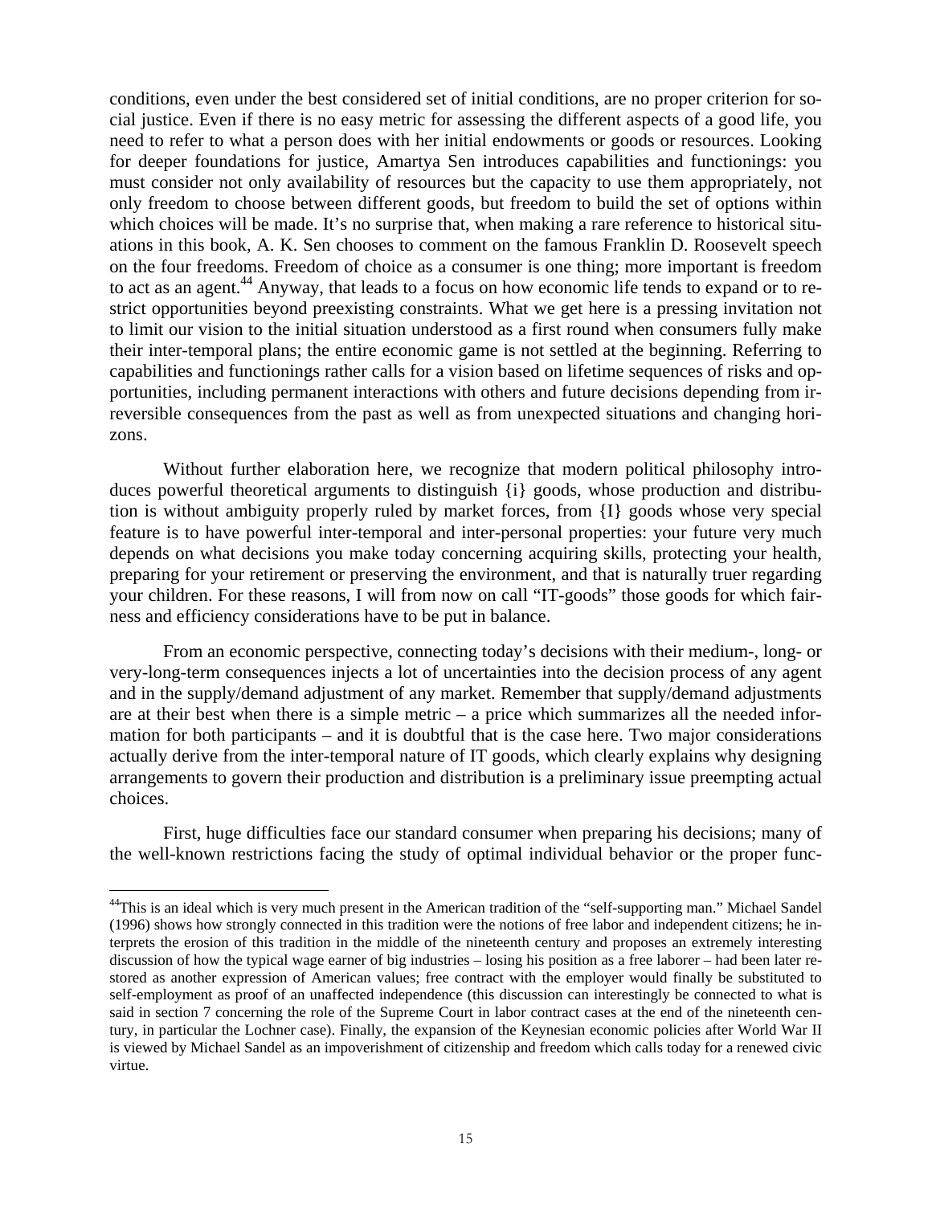conditions, even under the best considered set of initial conditions, are no proper criterion for social justice. Even if there is no easy metric for assessing the different aspects of a good life, you need to refer to what a person does with her initial endowments or goods or resources. Looking for deeper foundations for justice, Amartya Sen introduces capabilities and functionings: you must consider not only availability of resources but the capacity to use them appropriately, not only freedom to choose between different goods, but freedom to build the set of options within which choices will be made. It's no surprise that, when making a rare reference to historical situations in this book, A. K. Sen chooses to comment on the famous Franklin D. Roosevelt speech on the four freedoms. Freedom of choice as a consumer is one thing; more important is freedom to act as an agent.[44] Anyway, that leads to a focus on how economic life tends to expand or to restrict opportunities beyond preexisting constraints. What we get here is a pressing invitation not to limit our vision to the initial situation understood as a first round when consumers fully make their inter-temporal plans; the entire economic game is not settled at the beginning. Referring to capabilities and functionings rather calls for a vision based on lifetime sequences of risks and opportunities, including permanent interactions with others and future decisions depending from irreversible consequences from the past as well as from unexpected situations and changing horizons.

Without further elaboration here, we recognize that modern political philosophy introduces powerful theoretical arguments to distinguish {i} goods, whose production and distribution is without ambiguity properly ruled by market forces, from {I} goods whose very special feature is to have powerful inter-temporal and inter-personal properties: your future very much depends on what decisions you make today concerning acquiring skills, protecting your health, preparing for your retirement or preserving the environment, and that is naturally truer regarding your children. For these reasons, I will from now on call "IT-goods" those goods for which fairness and efficiency considerations have to be put in balance.

From an economic perspective, connecting today's decisions with their medium-, long- or very-long-term consequences injects a lot of uncertainties into the decision process of any agent and in the supply/demand adjustment of any market. Remember that supply/demand adjustments are at their best when there is a simple metric – a price which summarizes all the needed information for both participants – and it is doubtful that is the case here. Two major considerations actually derive from the inter-temporal nature of IT goods, which clearly explains why designing arrangements to govern their production and distribution is a preliminary issue preempting actual choices.

First, huge difficulties face our standard consumer when preparing his decisions; many of the well-known restrictions facing the study of optimal individual behavior or the proper func-

[44] This is an ideal which is very much present in the American tradition of the "self-supporting man." Michael Sandel (1996) shows how strongly connected in this tradition were the notions of free labor and independent citizens; he interprets the erosion of this tradition in the middle of the nineteenth century and proposes an extremely interesting discussion of how the typical wage earner of big industries – losing his position as a free laborer – had been later restored as another expression of American values; free contract with the employer would finally be substituted to self-employment as proof of an unaffected independence (this discussion can interestingly be connected to what is said in section 7 concerning the role of the Supreme Court in labor contract cases at the end of the nineteenth century, in particular the Lochner case). Finally, the expansion of the Keynesian economic policies after World War II is viewed by Michael Sandel as an impoverishment of citizenship and freedom which calls today for a renewed civic virtue.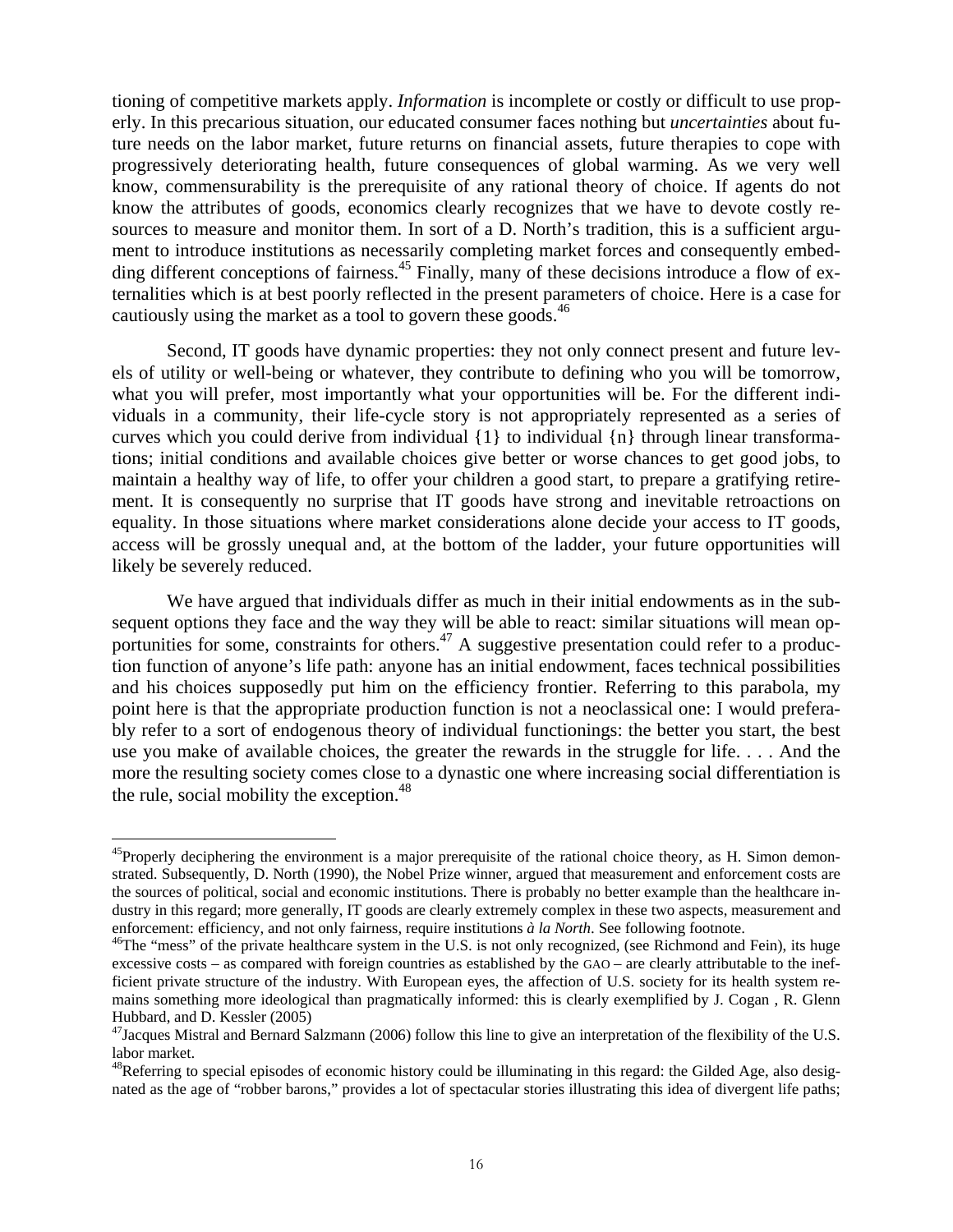tioning of competitive markets apply. *Information* is incomplete or costly or difficult to use properly. In this precarious situation, our educated consumer faces nothing but *uncertainties* about future needs on the labor market, future returns on financial assets, future therapies to cope with progressively deteriorating health, future consequences of global warming. As we very well know, commensurability is the prerequisite of any rational theory of choice. If agents do not know the attributes of goods, economics clearly recognizes that we have to devote costly resources to measure and monitor them. In sort of a D. North's tradition, this is a sufficient argument to introduce institutions as necessarily completing market forces and consequently embedding different conceptions of fairness.[45] Finally, many of these decisions introduce a flow of externalities which is at best poorly reflected in the present parameters of choice. Here is a case for cautiously using the market as a tool to govern these goods.[46]

Second, IT goods have dynamic properties: they not only connect present and future levels of utility or well-being or whatever, they contribute to defining who you will be tomorrow, what you will prefer, most importantly what your opportunities will be. For the different individuals in a community, their life-cycle story is not appropriately represented as a series of curves which you could derive from individual {1} to individual {n} through linear transformations; initial conditions and available choices give better or worse chances to get good jobs, to maintain a healthy way of life, to offer your children a good start, to prepare a gratifying retirement. It is consequently no surprise that IT goods have strong and inevitable retroactions on equality. In those situations where market considerations alone decide your access to IT goods, access will be grossly unequal and, at the bottom of the ladder, your future opportunities will likely be severely reduced.

We have argued that individuals differ as much in their initial endowments as in the subsequent options they face and the way they will be able to react: similar situations will mean opportunities for some, constraints for others.[47] A suggestive presentation could refer to a production function of anyone's life path: anyone has an initial endowment, faces technical possibilities and his choices supposedly put him on the efficiency frontier. Referring to this parabola, my point here is that the appropriate production function is not a neoclassical one: I would preferably refer to a sort of endogenous theory of individual functionings: the better you start, the best use you make of available choices, the greater the rewards in the struggle for life. . . . And the more the resulting society comes close to a dynastic one where increasing social differentiation is the rule, social mobility the exception.[48]

---

[45] Properly deciphering the environment is a major prerequisite of the rational choice theory, as H. Simon demonstrated. Subsequently, D. North (1990), the Nobel Prize winner, argued that measurement and enforcement costs are the sources of political, social and economic institutions. There is probably no better example than the healthcare industry in this regard; more generally, IT goods are clearly extremely complex in these two aspects, measurement and enforcement: efficiency, and not only fairness, require institutions *à la North*. See following footnote.

[46] The "mess" of the private healthcare system in the U.S. is not only recognized, (see Richmond and Fein), its huge excessive costs – as compared with foreign countries as established by the GAO – are clearly attributable to the inefficient private structure of the industry. With European eyes, the affection of U.S. society for its health system remains something more ideological than pragmatically informed: this is clearly exemplified by J. Cogan , R. Glenn Hubbard, and D. Kessler (2005)

[47] Jacques Mistral and Bernard Salzmann (2006) follow this line to give an interpretation of the flexibility of the U.S. labor market.

[48] Referring to special episodes of economic history could be illuminating in this regard: the Gilded Age, also designated as the age of "robber barons," provides a lot of spectacular stories illustrating this idea of divergent life paths;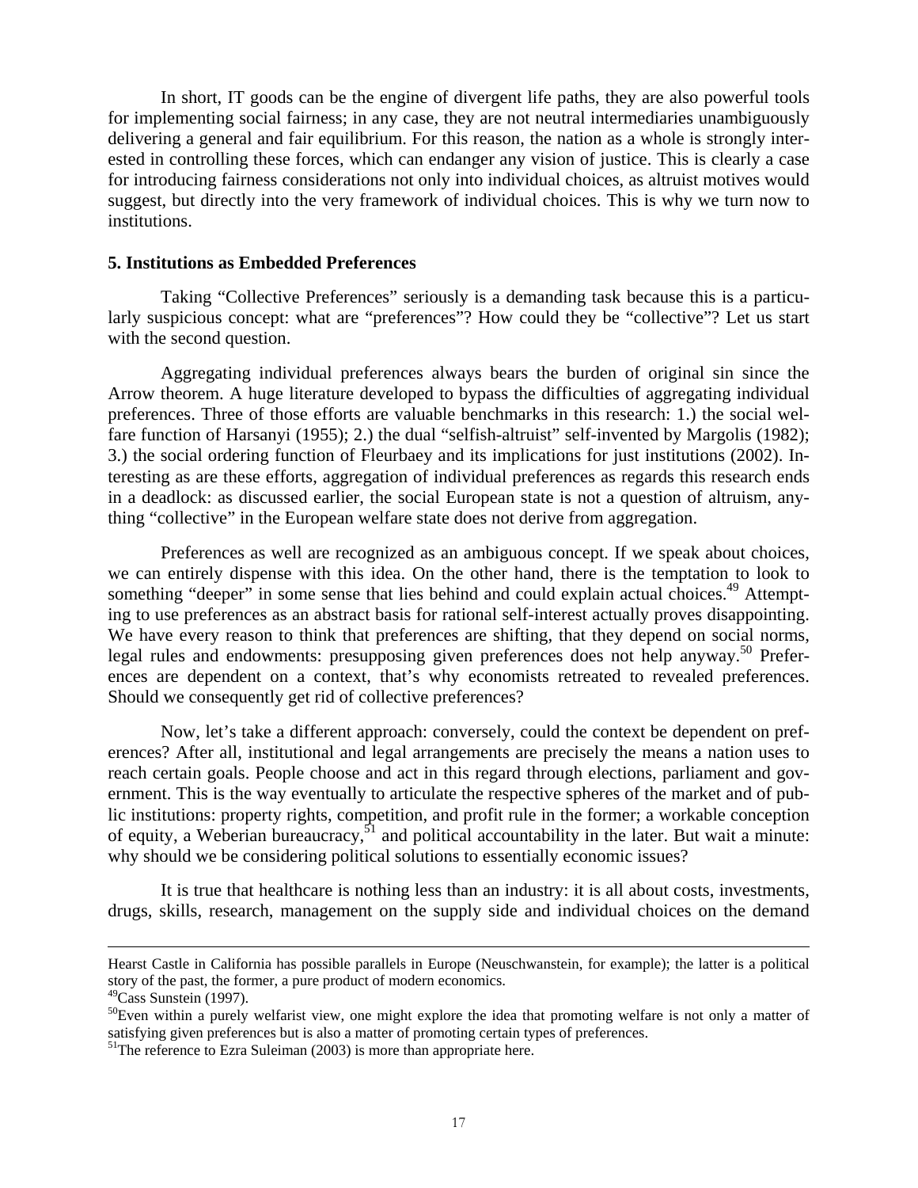In short, IT goods can be the engine of divergent life paths, they are also powerful tools for implementing social fairness; in any case, they are not neutral intermediaries unambiguously delivering a general and fair equilibrium. For this reason, the nation as a whole is strongly interested in controlling these forces, which can endanger any vision of justice. This is clearly a case for introducing fairness considerations not only into individual choices, as altruist motives would suggest, but directly into the very framework of individual choices. This is why we turn now to institutions.

**5. Institutions as Embedded Preferences**

Taking "Collective Preferences" seriously is a demanding task because this is a particularly suspicious concept: what are "preferences"? How could they be "collective"? Let us start with the second question.

Aggregating individual preferences always bears the burden of original sin since the Arrow theorem. A huge literature developed to bypass the difficulties of aggregating individual preferences. Three of those efforts are valuable benchmarks in this research: 1.) the social welfare function of Harsanyi (1955); 2.) the dual "selfish-altruist" self-invented by Margolis (1982); 3.) the social ordering function of Fleurbaey and its implications for just institutions (2002). Interesting as are these efforts, aggregation of individual preferences as regards this research ends in a deadlock: as discussed earlier, the social European state is not a question of altruism, anything "collective" in the European welfare state does not derive from aggregation.

Preferences as well are recognized as an ambiguous concept. If we speak about choices, we can entirely dispense with this idea. On the other hand, there is the temptation to look to something "deeper" in some sense that lies behind and could explain actual choices.[49] Attempting to use preferences as an abstract basis for rational self-interest actually proves disappointing. We have every reason to think that preferences are shifting, that they depend on social norms, legal rules and endowments: presupposing given preferences does not help anyway.[50] Preferences are dependent on a context, that's why economists retreated to revealed preferences. Should we consequently get rid of collective preferences?

Now, let's take a different approach: conversely, could the context be dependent on preferences? After all, institutional and legal arrangements are precisely the means a nation uses to reach certain goals. People choose and act in this regard through elections, parliament and government. This is the way eventually to articulate the respective spheres of the market and of public institutions: property rights, competition, and profit rule in the former; a workable conception of equity, a Weberian bureaucracy,[51] and political accountability in the later. But wait a minute: why should we be considering political solutions to essentially economic issues?

It is true that healthcare is nothing less than an industry: it is all about costs, investments, drugs, skills, research, management on the supply side and individual choices on the demand

---

Hearst Castle in California has possible parallels in Europe (Neuschwanstein, for example); the latter is a political story of the past, the former, a pure product of modern economics.

[49] Cass Sunstein (1997).

[50] Even within a purely welfarist view, one might explore the idea that promoting welfare is not only a matter of satisfying given preferences but is also a matter of promoting certain types of preferences.

[51] The reference to Ezra Suleiman (2003) is more than appropriate here.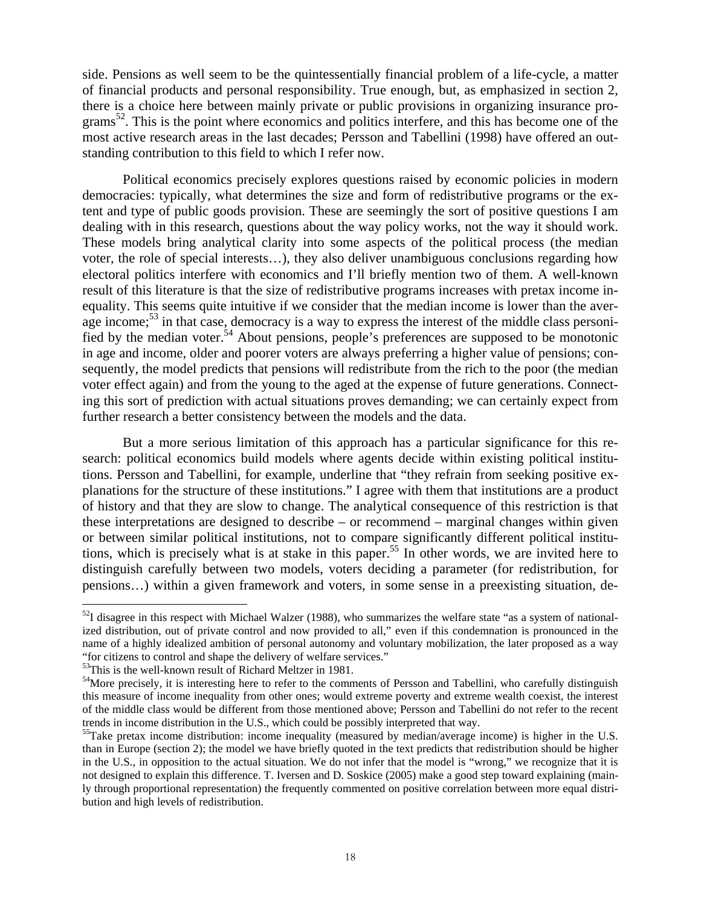side. Pensions as well seem to be the quintessentially financial problem of a life-cycle, a matter of financial products and personal responsibility. True enough, but, as emphasized in section 2, there is a choice here between mainly private or public provisions in organizing insurance programs[52]. This is the point where economics and politics interfere, and this has become one of the most active research areas in the last decades; Persson and Tabellini (1998) have offered an outstanding contribution to this field to which I refer now.

Political economics precisely explores questions raised by economic policies in modern democracies: typically, what determines the size and form of redistributive programs or the extent and type of public goods provision. These are seemingly the sort of positive questions I am dealing with in this research, questions about the way policy works, not the way it should work. These models bring analytical clarity into some aspects of the political process (the median voter, the role of special interests…), they also deliver unambiguous conclusions regarding how electoral politics interfere with economics and I'll briefly mention two of them. A well-known result of this literature is that the size of redistributive programs increases with pretax income inequality. This seems quite intuitive if we consider that the median income is lower than the average income;[53] in that case, democracy is a way to express the interest of the middle class personified by the median voter.[54] About pensions, people's preferences are supposed to be monotonic in age and income, older and poorer voters are always preferring a higher value of pensions; consequently, the model predicts that pensions will redistribute from the rich to the poor (the median voter effect again) and from the young to the aged at the expense of future generations. Connecting this sort of prediction with actual situations proves demanding; we can certainly expect from further research a better consistency between the models and the data.

But a more serious limitation of this approach has a particular significance for this research: political economics build models where agents decide within existing political institutions. Persson and Tabellini, for example, underline that "they refrain from seeking positive explanations for the structure of these institutions." I agree with them that institutions are a product of history and that they are slow to change. The analytical consequence of this restriction is that these interpretations are designed to describe – or recommend – marginal changes within given or between similar political institutions, not to compare significantly different political institutions, which is precisely what is at stake in this paper.[55] In other words, we are invited here to distinguish carefully between two models, voters deciding a parameter (for redistribution, for pensions…) within a given framework and voters, in some sense in a preexisting situation, de-

---

[52]I disagree in this respect with Michael Walzer (1988), who summarizes the welfare state "as a system of nationalized distribution, out of private control and now provided to all," even if this condemnation is pronounced in the name of a highly idealized ambition of personal autonomy and voluntary mobilization, the later proposed as a way "for citizens to control and shape the delivery of welfare services."

[53]This is the well-known result of Richard Meltzer in 1981.

[54]More precisely, it is interesting here to refer to the comments of Persson and Tabellini, who carefully distinguish this measure of income inequality from other ones; would extreme poverty and extreme wealth coexist, the interest of the middle class would be different from those mentioned above; Persson and Tabellini do not refer to the recent trends in income distribution in the U.S., which could be possibly interpreted that way.

[55]Take pretax income distribution: income inequality (measured by median/average income) is higher in the U.S. than in Europe (section 2); the model we have briefly quoted in the text predicts that redistribution should be higher in the U.S., in opposition to the actual situation. We do not infer that the model is "wrong," we recognize that it is not designed to explain this difference. T. Iversen and D. Soskice (2005) make a good step toward explaining (mainly through proportional representation) the frequently commented on positive correlation between more equal distribution and high levels of redistribution.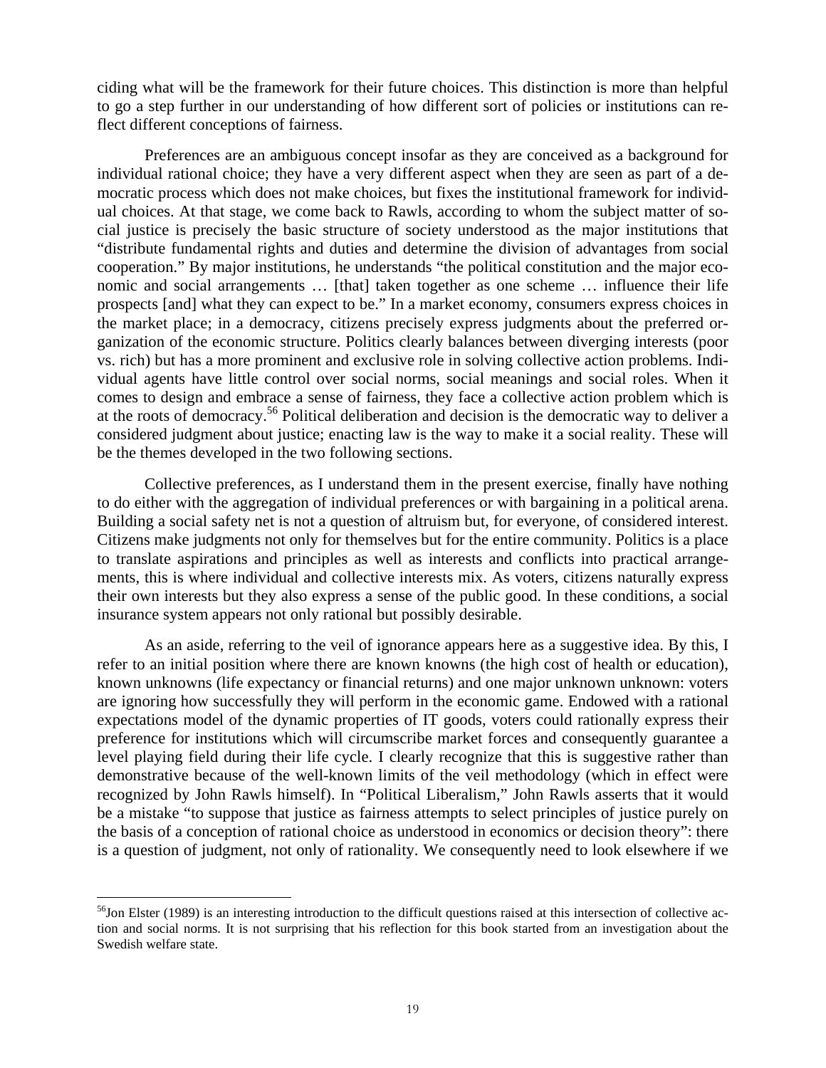ciding what will be the framework for their future choices. This distinction is more than helpful to go a step further in our understanding of how different sort of policies or institutions can reflect different conceptions of fairness.

Preferences are an ambiguous concept insofar as they are conceived as a background for individual rational choice; they have a very different aspect when they are seen as part of a democratic process which does not make choices, but fixes the institutional framework for individual choices. At that stage, we come back to Rawls, according to whom the subject matter of social justice is precisely the basic structure of society understood as the major institutions that "distribute fundamental rights and duties and determine the division of advantages from social cooperation." By major institutions, he understands "the political constitution and the major economic and social arrangements … [that] taken together as one scheme … influence their life prospects [and] what they can expect to be." In a market economy, consumers express choices in the market place; in a democracy, citizens precisely express judgments about the preferred organization of the economic structure. Politics clearly balances between diverging interests (poor vs. rich) but has a more prominent and exclusive role in solving collective action problems. Individual agents have little control over social norms, social meanings and social roles. When it comes to design and embrace a sense of fairness, they face a collective action problem which is at the roots of democracy.[56] Political deliberation and decision is the democratic way to deliver a considered judgment about justice; enacting law is the way to make it a social reality. These will be the themes developed in the two following sections.

Collective preferences, as I understand them in the present exercise, finally have nothing to do either with the aggregation of individual preferences or with bargaining in a political arena. Building a social safety net is not a question of altruism but, for everyone, of considered interest. Citizens make judgments not only for themselves but for the entire community. Politics is a place to translate aspirations and principles as well as interests and conflicts into practical arrangements, this is where individual and collective interests mix. As voters, citizens naturally express their own interests but they also express a sense of the public good. In these conditions, a social insurance system appears not only rational but possibly desirable.

As an aside, referring to the veil of ignorance appears here as a suggestive idea. By this, I refer to an initial position where there are known knowns (the high cost of health or education), known unknowns (life expectancy or financial returns) and one major unknown unknown: voters are ignoring how successfully they will perform in the economic game. Endowed with a rational expectations model of the dynamic properties of IT goods, voters could rationally express their preference for institutions which will circumscribe market forces and consequently guarantee a level playing field during their life cycle. I clearly recognize that this is suggestive rather than demonstrative because of the well-known limits of the veil methodology (which in effect were recognized by John Rawls himself). In "Political Liberalism," John Rawls asserts that it would be a mistake "to suppose that justice as fairness attempts to select principles of justice purely on the basis of a conception of rational choice as understood in economics or decision theory": there is a question of judgment, not only of rationality. We consequently need to look elsewhere if we

[56]Jon Elster (1989) is an interesting introduction to the difficult questions raised at this intersection of collective action and social norms. It is not surprising that his reflection for this book started from an investigation about the Swedish welfare state.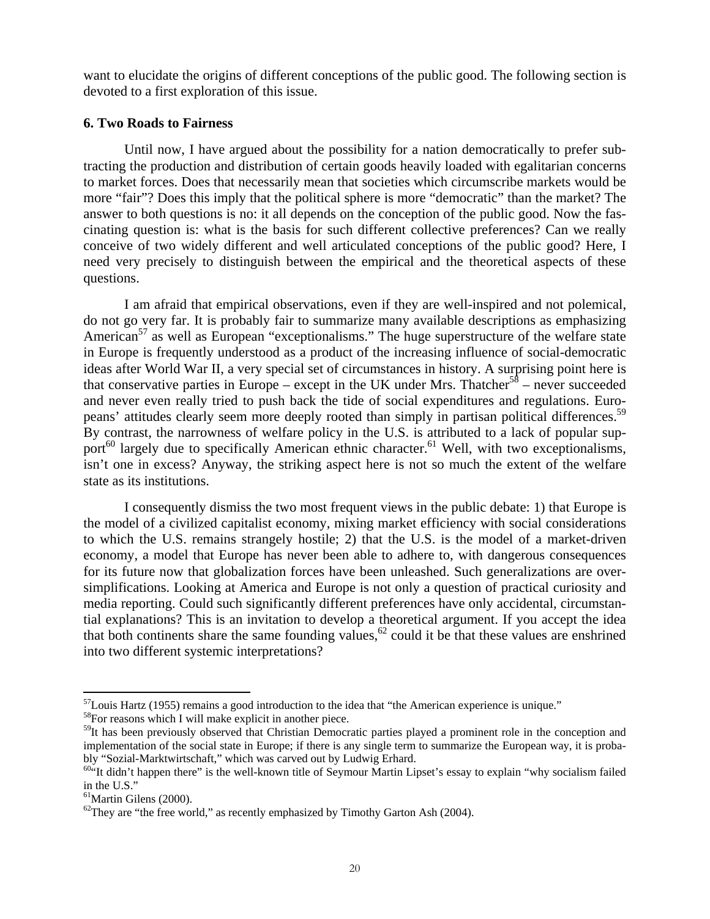want to elucidate the origins of different conceptions of the public good. The following section is devoted to a first exploration of this issue.

### 6. Two Roads to Fairness

Until now, I have argued about the possibility for a nation democratically to prefer subtracting the production and distribution of certain goods heavily loaded with egalitarian concerns to market forces. Does that necessarily mean that societies which circumscribe markets would be more "fair"? Does this imply that the political sphere is more "democratic" than the market? The answer to both questions is no: it all depends on the conception of the public good. Now the fascinating question is: what is the basis for such different collective preferences? Can we really conceive of two widely different and well articulated conceptions of the public good? Here, I need very precisely to distinguish between the empirical and the theoretical aspects of these questions.

I am afraid that empirical observations, even if they are well-inspired and not polemical, do not go very far. It is probably fair to summarize many available descriptions as emphasizing American[57] as well as European "exceptionalisms." The huge superstructure of the welfare state in Europe is frequently understood as a product of the increasing influence of social-democratic ideas after World War II, a very special set of circumstances in history. A surprising point here is that conservative parties in Europe – except in the UK under Mrs. Thatcher[58] – never succeeded and never even really tried to push back the tide of social expenditures and regulations. Europeans' attitudes clearly seem more deeply rooted than simply in partisan political differences.[59] By contrast, the narrowness of welfare policy in the U.S. is attributed to a lack of popular support[60] largely due to specifically American ethnic character.[61] Well, with two exceptionalisms, isn't one in excess? Anyway, the striking aspect here is not so much the extent of the welfare state as its institutions.

I consequently dismiss the two most frequent views in the public debate: 1) that Europe is the model of a civilized capitalist economy, mixing market efficiency with social considerations to which the U.S. remains strangely hostile; 2) that the U.S. is the model of a market-driven economy, a model that Europe has never been able to adhere to, with dangerous consequences for its future now that globalization forces have been unleashed. Such generalizations are oversimplifications. Looking at America and Europe is not only a question of practical curiosity and media reporting. Could such significantly different preferences have only accidental, circumstantial explanations? This is an invitation to develop a theoretical argument. If you accept the idea that both continents share the same founding values,[62] could it be that these values are enshrined into two different systemic interpretations?

---

[57] Louis Hartz (1955) remains a good introduction to the idea that "the American experience is unique."

[58] For reasons which I will make explicit in another piece.

[59] It has been previously observed that Christian Democratic parties played a prominent role in the conception and implementation of the social state in Europe; if there is any single term to summarize the European way, it is probably "Sozial-Marktwirtschaft," which was carved out by Ludwig Erhard.

[60] "It didn't happen there" is the well-known title of Seymour Martin Lipset's essay to explain "why socialism failed in the U.S."

[61] Martin Gilens (2000).

[62] They are "the free world," as recently emphasized by Timothy Garton Ash (2004).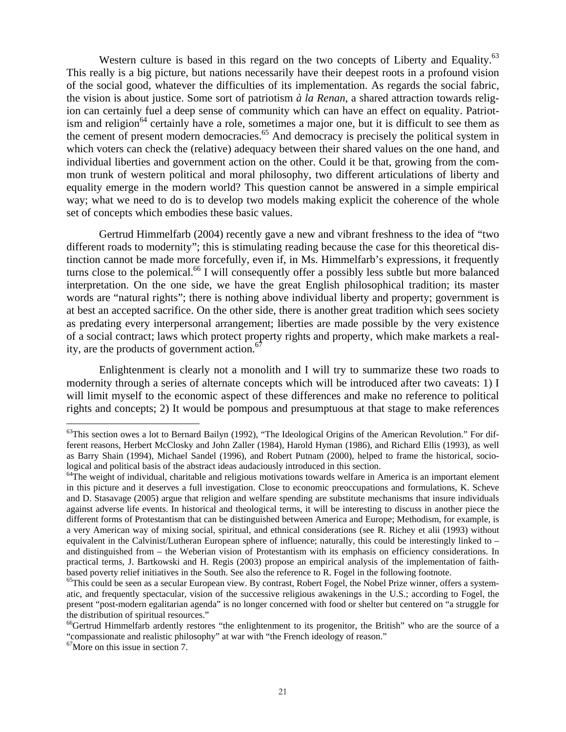Western culture is based in this regard on the two concepts of Liberty and Equality.[63] This really is a big picture, but nations necessarily have their deepest roots in a profound vision of the social good, whatever the difficulties of its implementation. As regards the social fabric, the vision is about justice. Some sort of patriotism *à la Renan*, a shared attraction towards religion can certainly fuel a deep sense of community which can have an effect on equality. Patriotism and religion[64] certainly have a role, sometimes a major one, but it is difficult to see them as the cement of present modern democracies.[65] And democracy is precisely the political system in which voters can check the (relative) adequacy between their shared values on the one hand, and individual liberties and government action on the other. Could it be that, growing from the common trunk of western political and moral philosophy, two different articulations of liberty and equality emerge in the modern world? This question cannot be answered in a simple empirical way; what we need to do is to develop two models making explicit the coherence of the whole set of concepts which embodies these basic values.

Gertrud Himmelfarb (2004) recently gave a new and vibrant freshness to the idea of "two different roads to modernity"; this is stimulating reading because the case for this theoretical distinction cannot be made more forcefully, even if, in Ms. Himmelfarb's expressions, it frequently turns close to the polemical.[66] I will consequently offer a possibly less subtle but more balanced interpretation. On the one side, we have the great English philosophical tradition; its master words are "natural rights"; there is nothing above individual liberty and property; government is at best an accepted sacrifice. On the other side, there is another great tradition which sees society as predating every interpersonal arrangement; liberties are made possible by the very existence of a social contract; laws which protect property rights and property, which make markets a reality, are the products of government action.[67]

Enlightenment is clearly not a monolith and I will try to summarize these two roads to modernity through a series of alternate concepts which will be introduced after two caveats: 1) I will limit myself to the economic aspect of these differences and make no reference to political rights and concepts; 2) It would be pompous and presumptuous at that stage to make references

---

[63]This section owes a lot to Bernard Bailyn (1992), "The Ideological Origins of the American Revolution." For different reasons, Herbert McClosky and John Zaller (1984), Harold Hyman (1986), and Richard Ellis (1993), as well as Barry Shain (1994), Michael Sandel (1996), and Robert Putnam (2000), helped to frame the historical, sociological and political basis of the abstract ideas audaciously introduced in this section.

[64]The weight of individual, charitable and religious motivations towards welfare in America is an important element in this picture and it deserves a full investigation. Close to economic preoccupations and formulations, K. Scheve and D. Stasavage (2005) argue that religion and welfare spending are substitute mechanisms that insure individuals against adverse life events. In historical and theological terms, it will be interesting to discuss in another piece the different forms of Protestantism that can be distinguished between America and Europe; Methodism, for example, is a very American way of mixing social, spiritual, and ethnical considerations (see R. Richey et alii (1993) without equivalent in the Calvinist/Lutheran European sphere of influence; naturally, this could be interestingly linked to – and distinguished from – the Weberian vision of Protestantism with its emphasis on efficiency considerations. In practical terms, J. Bartkowski and H. Regis (2003) propose an empirical analysis of the implementation of faith-based poverty relief initiatives in the South. See also the reference to R. Fogel in the following footnote.

[65]This could be seen as a secular European view. By contrast, Robert Fogel, the Nobel Prize winner, offers a systematic, and frequently spectacular, vision of the successive religious awakenings in the U.S.; according to Fogel, the present "post-modern egalitarian agenda" is no longer concerned with food or shelter but centered on "a struggle for the distribution of spiritual resources."

[66]Gertrud Himmelfarb ardently restores "the enlightenment to its progenitor, the British" who are the source of a "compassionate and realistic philosophy" at war with "the French ideology of reason."

[67]More on this issue in section 7.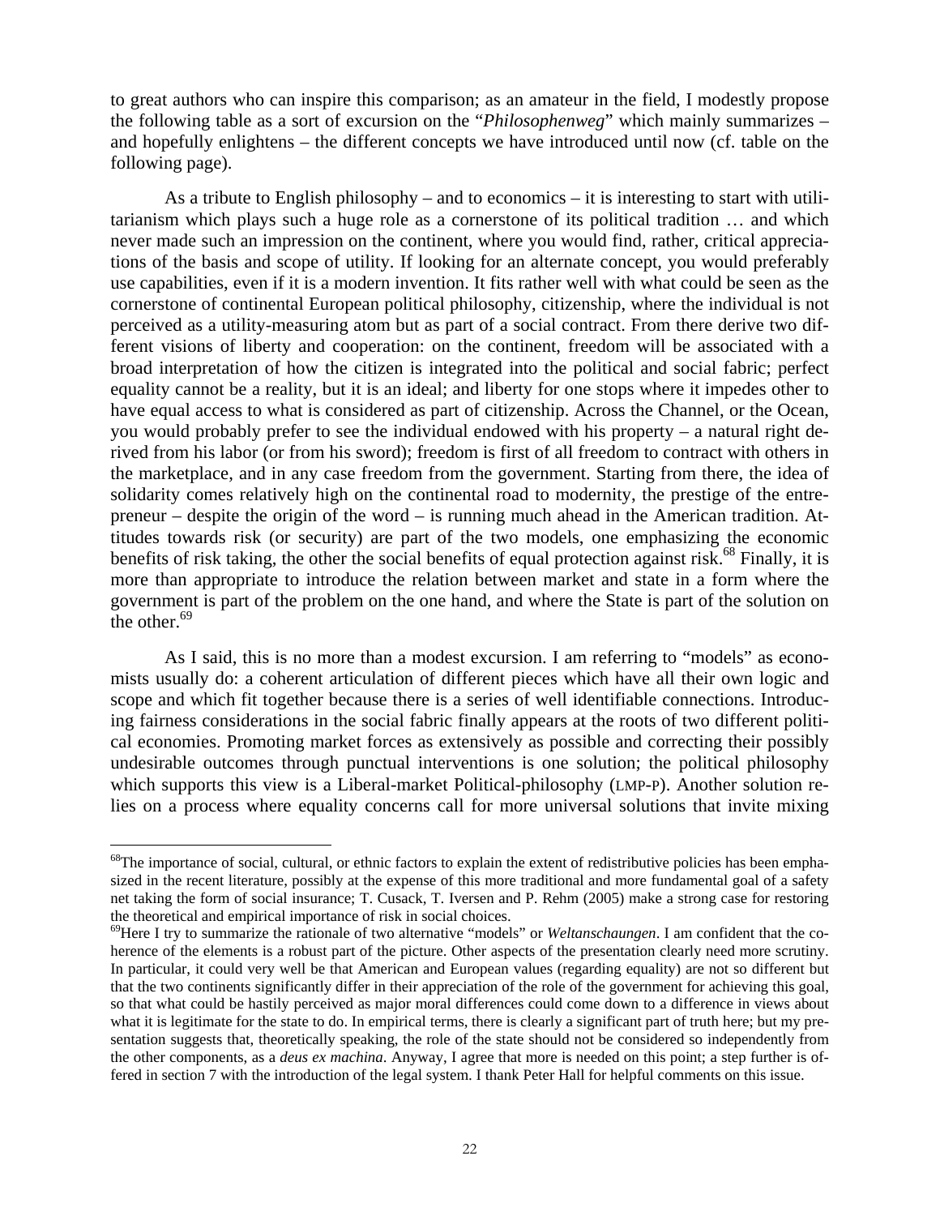to great authors who can inspire this comparison; as an amateur in the field, I modestly propose the following table as a sort of excursion on the "*Philosophenweg*" which mainly summarizes – and hopefully enlightens – the different concepts we have introduced until now (cf. table on the following page).

As a tribute to English philosophy – and to economics – it is interesting to start with utilitarianism which plays such a huge role as a cornerstone of its political tradition … and which never made such an impression on the continent, where you would find, rather, critical appreciations of the basis and scope of utility. If looking for an alternate concept, you would preferably use capabilities, even if it is a modern invention. It fits rather well with what could be seen as the cornerstone of continental European political philosophy, citizenship, where the individual is not perceived as a utility-measuring atom but as part of a social contract. From there derive two different visions of liberty and cooperation: on the continent, freedom will be associated with a broad interpretation of how the citizen is integrated into the political and social fabric; perfect equality cannot be a reality, but it is an ideal; and liberty for one stops where it impedes other to have equal access to what is considered as part of citizenship. Across the Channel, or the Ocean, you would probably prefer to see the individual endowed with his property – a natural right derived from his labor (or from his sword); freedom is first of all freedom to contract with others in the marketplace, and in any case freedom from the government. Starting from there, the idea of solidarity comes relatively high on the continental road to modernity, the prestige of the entrepreneur – despite the origin of the word – is running much ahead in the American tradition. Attitudes towards risk (or security) are part of the two models, one emphasizing the economic benefits of risk taking, the other the social benefits of equal protection against risk.[68] Finally, it is more than appropriate to introduce the relation between market and state in a form where the government is part of the problem on the one hand, and where the State is part of the solution on the other.[69]

As I said, this is no more than a modest excursion. I am referring to "models" as economists usually do: a coherent articulation of different pieces which have all their own logic and scope and which fit together because there is a series of well identifiable connections. Introducing fairness considerations in the social fabric finally appears at the roots of two different political economies. Promoting market forces as extensively as possible and correcting their possibly undesirable outcomes through punctual interventions is one solution; the political philosophy which supports this view is a Liberal-market Political-philosophy (LMP-P). Another solution relies on a process where equality concerns call for more universal solutions that invite mixing

---

[68]The importance of social, cultural, or ethnic factors to explain the extent of redistributive policies has been emphasized in the recent literature, possibly at the expense of this more traditional and more fundamental goal of a safety net taking the form of social insurance; T. Cusack, T. Iversen and P. Rehm (2005) make a strong case for restoring the theoretical and empirical importance of risk in social choices.

[69]Here I try to summarize the rationale of two alternative "models" or *Weltanschauungen*. I am confident that the coherence of the elements is a robust part of the picture. Other aspects of the presentation clearly need more scrutiny. In particular, it could very well be that American and European values (regarding equality) are not so different but that the two continents significantly differ in their appreciation of the role of the government for achieving this goal, so that what could be hastily perceived as major moral differences could come down to a difference in views about what it is legitimate for the state to do. In empirical terms, there is clearly a significant part of truth here; but my presentation suggests that, theoretically speaking, the role of the state should not be considered so independently from the other components, as a *deus ex machina*. Anyway, I agree that more is needed on this point; a step further is offered in section 7 with the introduction of the legal system. I thank Peter Hall for helpful comments on this issue.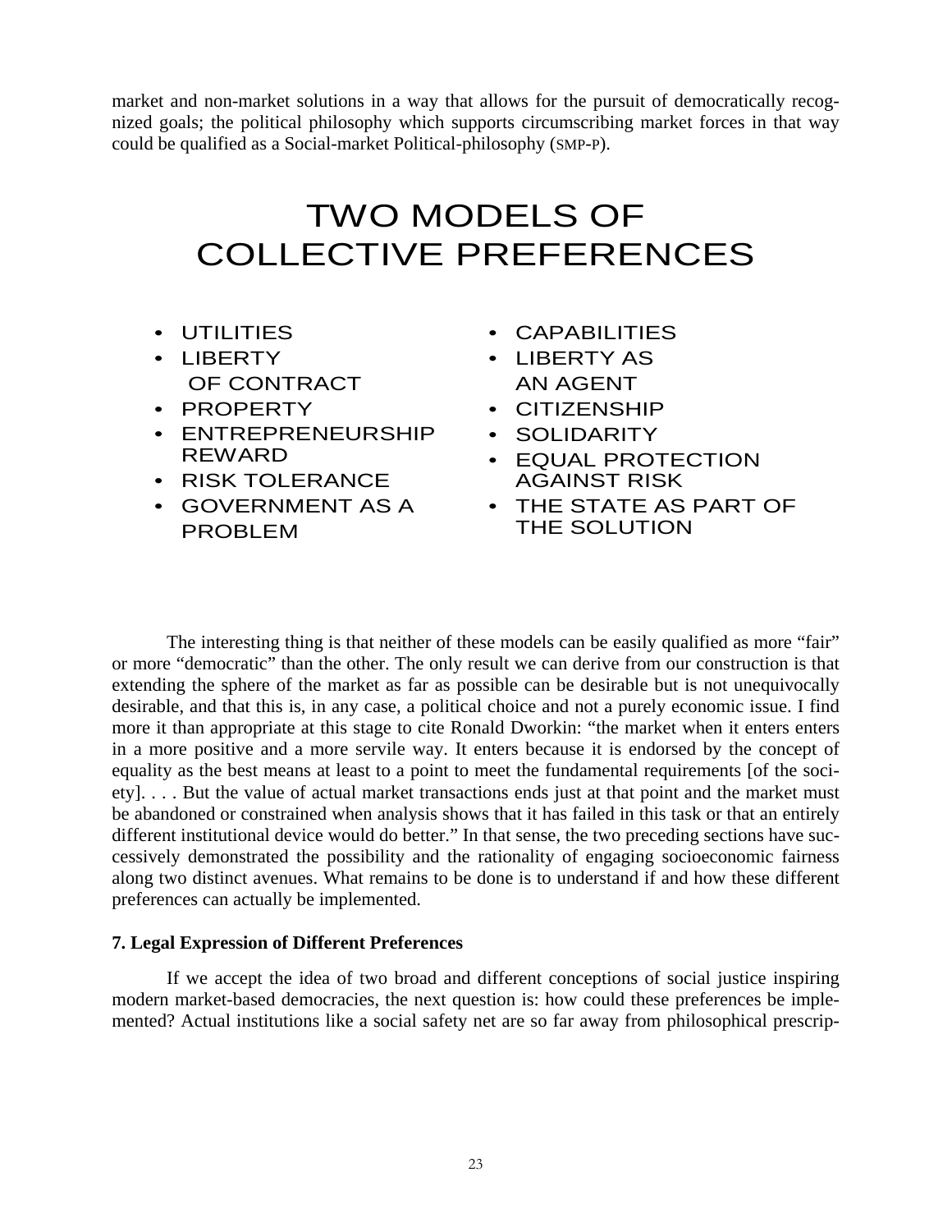market and non-market solutions in a way that allows for the pursuit of democratically recognized goals; the political philosophy which supports circumscribing market forces in that way could be qualified as a Social-market Political-philosophy (SMP-P).

## TWO MODELS OF COLLECTIVE PREFERENCES

| | |
|---|---|
| • UTILITIES | • CAPABILITIES |
| • LIBERTY OF CONTRACT | • LIBERTY AS AN AGENT |
| • PROPERTY | • CITIZENSHIP |
| • ENTREPRENEURSHIP REWARD | • SOLIDARITY |
| • RISK TOLERANCE | • EQUAL PROTECTION AGAINST RISK |
| • GOVERNMENT AS A PROBLEM | • THE STATE AS PART OF THE SOLUTION |

The interesting thing is that neither of these models can be easily qualified as more "fair" or more "democratic" than the other. The only result we can derive from our construction is that extending the sphere of the market as far as possible can be desirable but is not unequivocally desirable, and that this is, in any case, a political choice and not a purely economic issue. I find more it than appropriate at this stage to cite Ronald Dworkin: "the market when it enters enters in a more positive and a more servile way. It enters because it is endorsed by the concept of equality as the best means at least to a point to meet the fundamental requirements [of the society]. . . . But the value of actual market transactions ends just at that point and the market must be abandoned or constrained when analysis shows that it has failed in this task or that an entirely different institutional device would do better." In that sense, the two preceding sections have successively demonstrated the possibility and the rationality of engaging socioeconomic fairness along two distinct avenues. What remains to be done is to understand if and how these different preferences can actually be implemented.

**7. Legal Expression of Different Preferences**

If we accept the idea of two broad and different conceptions of social justice inspiring modern market-based democracies, the next question is: how could these preferences be implemented? Actual institutions like a social safety net are so far away from philosophical prescrip-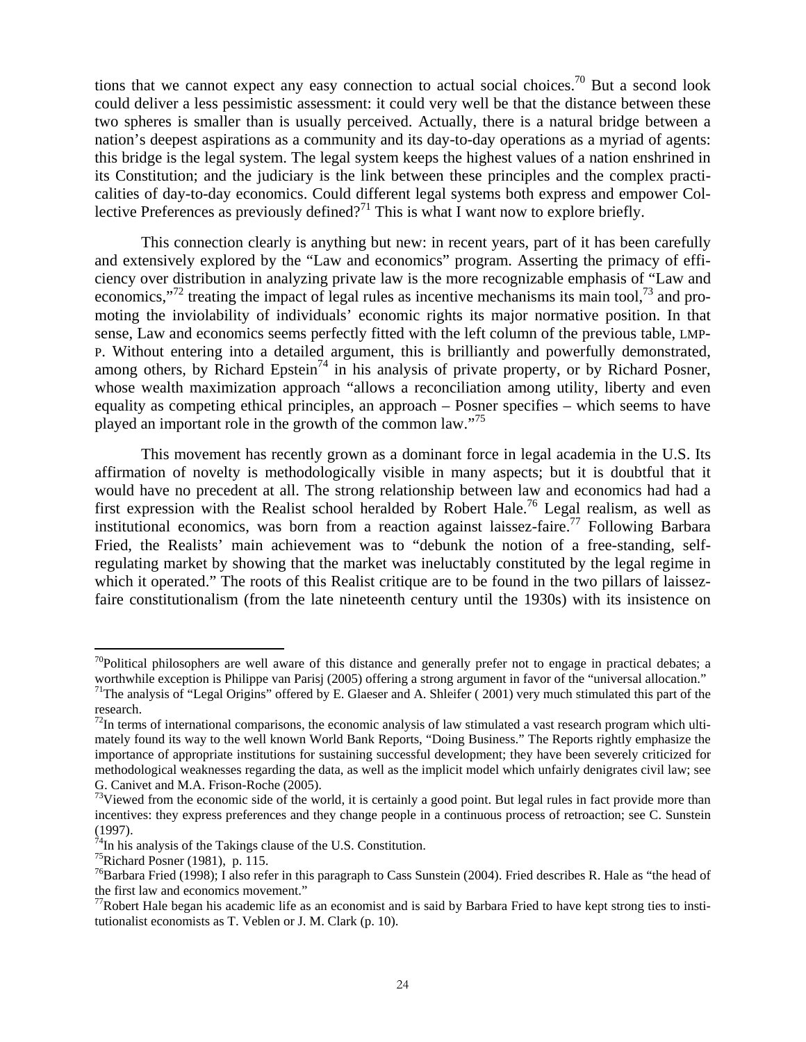tions that we cannot expect any easy connection to actual social choices.[70] But a second look could deliver a less pessimistic assessment: it could very well be that the distance between these two spheres is smaller than is usually perceived. Actually, there is a natural bridge between a nation's deepest aspirations as a community and its day-to-day operations as a myriad of agents: this bridge is the legal system. The legal system keeps the highest values of a nation enshrined in its Constitution; and the judiciary is the link between these principles and the complex practicalities of day-to-day economics. Could different legal systems both express and empower Collective Preferences as previously defined?[71] This is what I want now to explore briefly.

This connection clearly is anything but new: in recent years, part of it has been carefully and extensively explored by the "Law and economics" program. Asserting the primacy of efficiency over distribution in analyzing private law is the more recognizable emphasis of "Law and economics,"[72] treating the impact of legal rules as incentive mechanisms its main tool,[73] and promoting the inviolability of individuals' economic rights its major normative position. In that sense, Law and economics seems perfectly fitted with the left column of the previous table, LMP-P. Without entering into a detailed argument, this is brilliantly and powerfully demonstrated, among others, by Richard Epstein[74] in his analysis of private property, or by Richard Posner, whose wealth maximization approach "allows a reconciliation among utility, liberty and even equality as competing ethical principles, an approach – Posner specifies – which seems to have played an important role in the growth of the common law."[75]

This movement has recently grown as a dominant force in legal academia in the U.S. Its affirmation of novelty is methodologically visible in many aspects; but it is doubtful that it would have no precedent at all. The strong relationship between law and economics had had a first expression with the Realist school heralded by Robert Hale.[76] Legal realism, as well as institutional economics, was born from a reaction against laissez-faire.[77] Following Barbara Fried, the Realists' main achievement was to "debunk the notion of a free-standing, self-regulating market by showing that the market was ineluctably constituted by the legal regime in which it operated." The roots of this Realist critique are to be found in the two pillars of laissez-faire constitutionalism (from the late nineteenth century until the 1930s) with its insistence on

---

[70] Political philosophers are well aware of this distance and generally prefer not to engage in practical debates; a worthwhile exception is Philippe van Parisj (2005) offering a strong argument in favor of the "universal allocation."

[71] The analysis of "Legal Origins" offered by E. Glaeser and A. Shleifer ( 2001) very much stimulated this part of the research.

[72] In terms of international comparisons, the economic analysis of law stimulated a vast research program which ultimately found its way to the well known World Bank Reports, "Doing Business." The Reports rightly emphasize the importance of appropriate institutions for sustaining successful development; they have been severely criticized for methodological weaknesses regarding the data, as well as the implicit model which unfairly denigrates civil law; see G. Canivet and M.A. Frison-Roche (2005).

[73] Viewed from the economic side of the world, it is certainly a good point. But legal rules in fact provide more than incentives: they express preferences and they change people in a continuous process of retroaction; see C. Sunstein (1997).

[74] In his analysis of the Takings clause of the U.S. Constitution.

[75] Richard Posner (1981), p. 115.

[76] Barbara Fried (1998); I also refer in this paragraph to Cass Sunstein (2004). Fried describes R. Hale as "the head of the first law and economics movement."

[77] Robert Hale began his academic life as an economist and is said by Barbara Fried to have kept strong ties to institutionalist economists as T. Veblen or J. M. Clark (p. 10).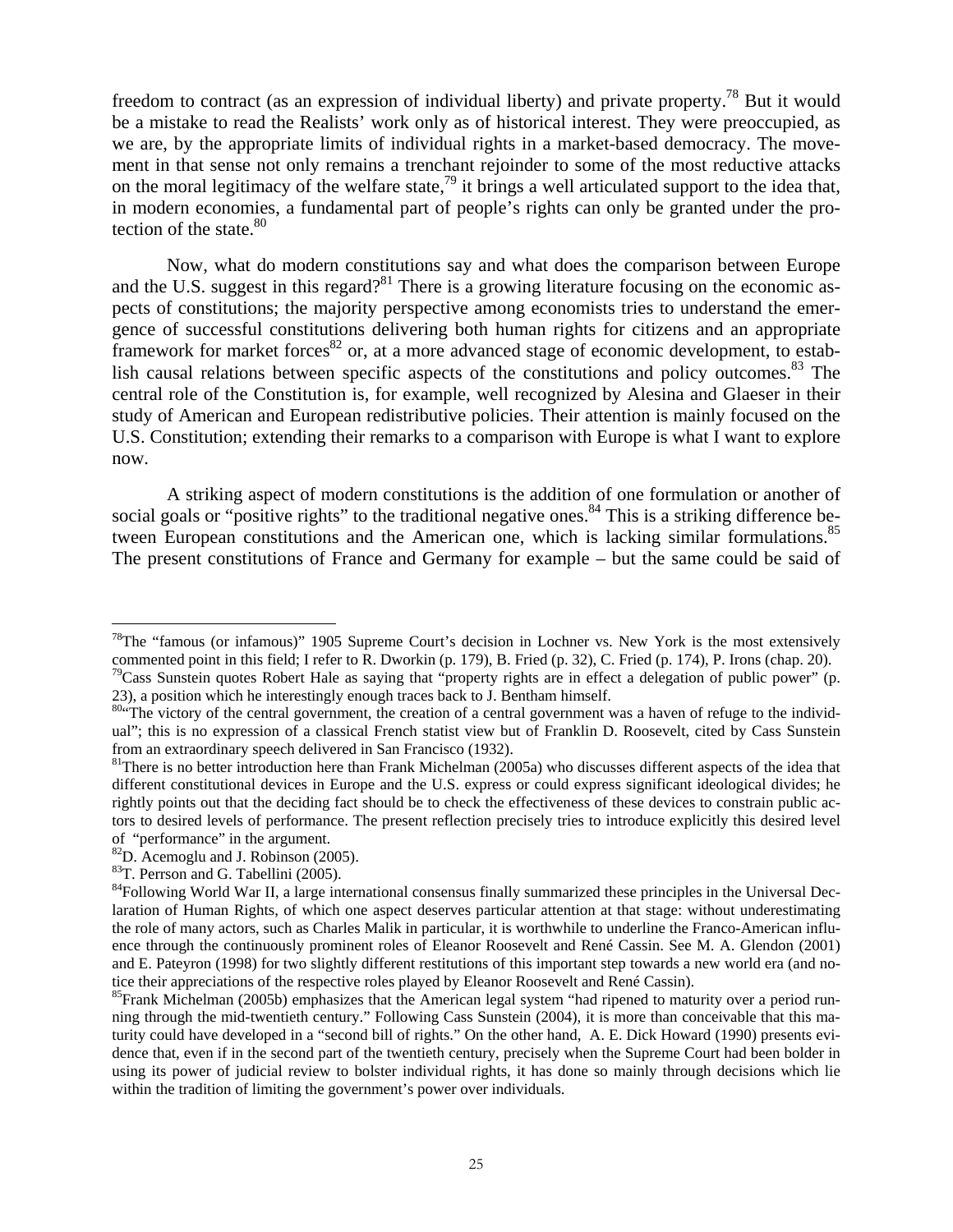freedom to contract (as an expression of individual liberty) and private property.[78] But it would be a mistake to read the Realists' work only as of historical interest. They were preoccupied, as we are, by the appropriate limits of individual rights in a market-based democracy. The movement in that sense not only remains a trenchant rejoinder to some of the most reductive attacks on the moral legitimacy of the welfare state,[79] it brings a well articulated support to the idea that, in modern economies, a fundamental part of people's rights can only be granted under the protection of the state.[80]

Now, what do modern constitutions say and what does the comparison between Europe and the U.S. suggest in this regard?[81] There is a growing literature focusing on the economic aspects of constitutions; the majority perspective among economists tries to understand the emergence of successful constitutions delivering both human rights for citizens and an appropriate framework for market forces[82] or, at a more advanced stage of economic development, to establish causal relations between specific aspects of the constitutions and policy outcomes.[83] The central role of the Constitution is, for example, well recognized by Alesina and Glaeser in their study of American and European redistributive policies. Their attention is mainly focused on the U.S. Constitution; extending their remarks to a comparison with Europe is what I want to explore now.

A striking aspect of modern constitutions is the addition of one formulation or another of social goals or "positive rights" to the traditional negative ones.[84] This is a striking difference between European constitutions and the American one, which is lacking similar formulations.[85] The present constitutions of France and Germany for example – but the same could be said of

---

[78]The "famous (or infamous)" 1905 Supreme Court's decision in Lochner vs. New York is the most extensively commented point in this field; I refer to R. Dworkin (p. 179), B. Fried (p. 32), C. Fried (p. 174), P. Irons (chap. 20).

[79]Cass Sunstein quotes Robert Hale as saying that "property rights are in effect a delegation of public power" (p. 23), a position which he interestingly enough traces back to J. Bentham himself.

[80]"The victory of the central government, the creation of a central government was a haven of refuge to the individual"; this is no expression of a classical French statist view but of Franklin D. Roosevelt, cited by Cass Sunstein from an extraordinary speech delivered in San Francisco (1932).

[81]There is no better introduction here than Frank Michelman (2005a) who discusses different aspects of the idea that different constitutional devices in Europe and the U.S. express or could express significant ideological divides; he rightly points out that the deciding fact should be to check the effectiveness of these devices to constrain public actors to desired levels of performance. The present reflection precisely tries to introduce explicitly this desired level of "performance" in the argument.

[82]D. Acemoglu and J. Robinson (2005).

[83]T. Perrson and G. Tabellini (2005).

[84]Following World War II, a large international consensus finally summarized these principles in the Universal Declaration of Human Rights, of which one aspect deserves particular attention at that stage: without underestimating the role of many actors, such as Charles Malik in particular, it is worthwhile to underline the Franco-American influence through the continuously prominent roles of Eleanor Roosevelt and René Cassin. See M. A. Glendon (2001) and E. Pateyron (1998) for two slightly different restitutions of this important step towards a new world era (and notice their appreciations of the respective roles played by Eleanor Roosevelt and René Cassin).

[85]Frank Michelman (2005b) emphasizes that the American legal system "had ripened to maturity over a period running through the mid-twentieth century." Following Cass Sunstein (2004), it is more than conceivable that this maturity could have developed in a "second bill of rights." On the other hand, A. E. Dick Howard (1990) presents evidence that, even if in the second part of the twentieth century, precisely when the Supreme Court had been bolder in using its power of judicial review to bolster individual rights, it has done so mainly through decisions which lie within the tradition of limiting the government's power over individuals.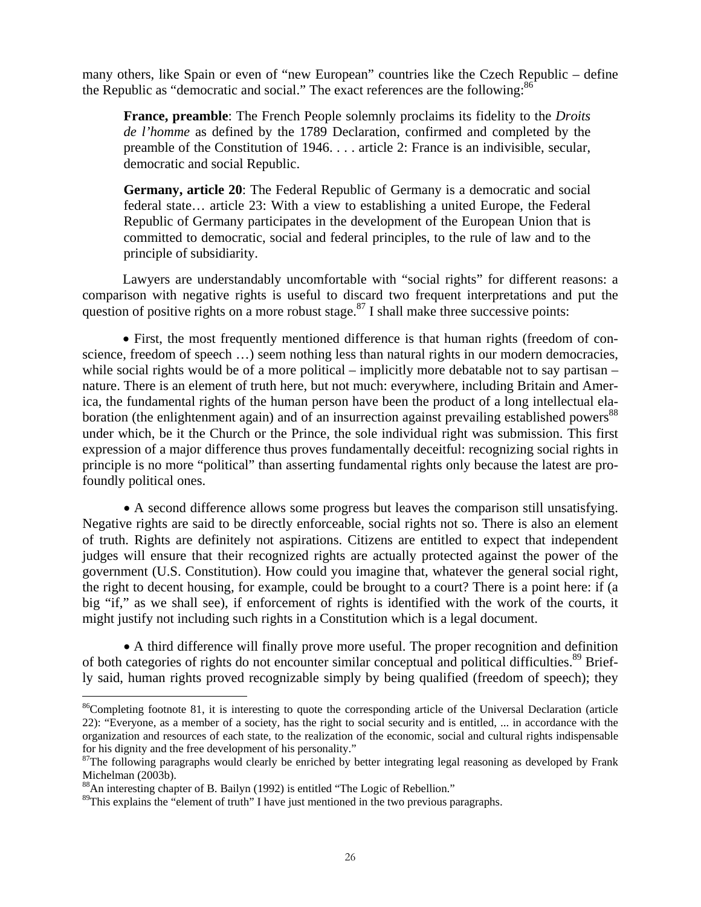many others, like Spain or even of "new European" countries like the Czech Republic – define the Republic as "democratic and social." The exact references are the following:[86]

> **France, preamble**: The French People solemnly proclaims its fidelity to the *Droits de l'homme* as defined by the 1789 Declaration, confirmed and completed by the preamble of the Constitution of 1946. . . . article 2: France is an indivisible, secular, democratic and social Republic.
>
> **Germany, article 20**: The Federal Republic of Germany is a democratic and social federal state… article 23: With a view to establishing a united Europe, the Federal Republic of Germany participates in the development of the European Union that is committed to democratic, social and federal principles, to the rule of law and to the principle of subsidiarity.

Lawyers are understandably uncomfortable with "social rights" for different reasons: a comparison with negative rights is useful to discard two frequent interpretations and put the question of positive rights on a more robust stage.[87] I shall make three successive points:

- First, the most frequently mentioned difference is that human rights (freedom of conscience, freedom of speech …) seem nothing less than natural rights in our modern democracies, while social rights would be of a more political – implicitly more debatable not to say partisan – nature. There is an element of truth here, but not much: everywhere, including Britain and America, the fundamental rights of the human person have been the product of a long intellectual elaboration (the enlightenment again) and of an insurrection against prevailing established powers[88] under which, be it the Church or the Prince, the sole individual right was submission. This first expression of a major difference thus proves fundamentally deceitful: recognizing social rights in principle is no more "political" than asserting fundamental rights only because the latest are profoundly political ones.

- A second difference allows some progress but leaves the comparison still unsatisfying. Negative rights are said to be directly enforceable, social rights not so. There is also an element of truth. Rights are definitely not aspirations. Citizens are entitled to expect that independent judges will ensure that their recognized rights are actually protected against the power of the government (U.S. Constitution). How could you imagine that, whatever the general social right, the right to decent housing, for example, could be brought to a court? There is a point here: if (a big "if," as we shall see), if enforcement of rights is identified with the work of the courts, it might justify not including such rights in a Constitution which is a legal document.

- A third difference will finally prove more useful. The proper recognition and definition of both categories of rights do not encounter similar conceptual and political difficulties.[89] Briefly said, human rights proved recognizable simply by being qualified (freedom of speech); they

---

[86] Completing footnote 81, it is interesting to quote the corresponding article of the Universal Declaration (article 22): "Everyone, as a member of a society, has the right to social security and is entitled, ... in accordance with the organization and resources of each state, to the realization of the economic, social and cultural rights indispensable for his dignity and the free development of his personality."

[87] The following paragraphs would clearly be enriched by better integrating legal reasoning as developed by Frank Michelman (2003b).

[88] An interesting chapter of B. Bailyn (1992) is entitled "The Logic of Rebellion."

[89] This explains the "element of truth" I have just mentioned in the two previous paragraphs.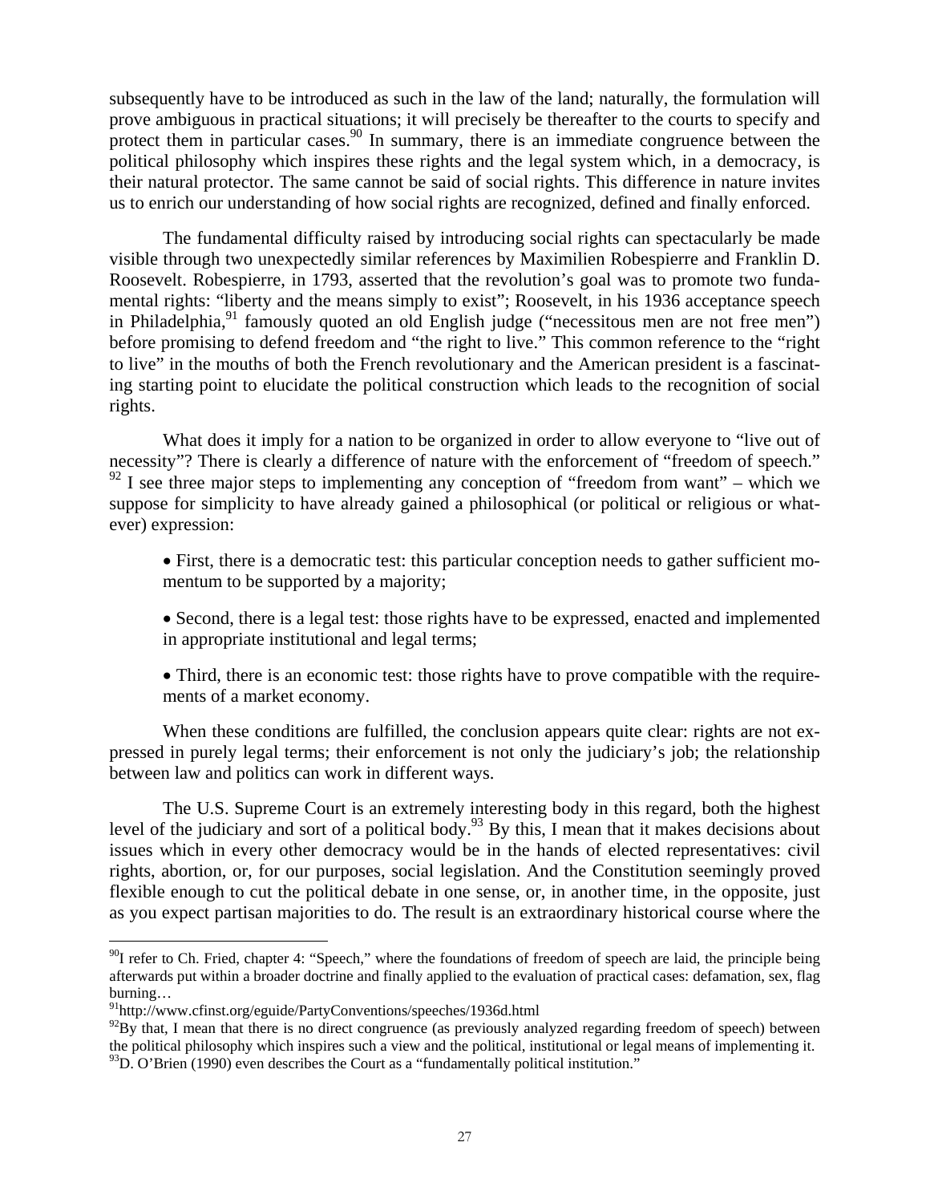subsequently have to be introduced as such in the law of the land; naturally, the formulation will prove ambiguous in practical situations; it will precisely be thereafter to the courts to specify and protect them in particular cases.[90] In summary, there is an immediate congruence between the political philosophy which inspires these rights and the legal system which, in a democracy, is their natural protector. The same cannot be said of social rights. This difference in nature invites us to enrich our understanding of how social rights are recognized, defined and finally enforced.

The fundamental difficulty raised by introducing social rights can spectacularly be made visible through two unexpectedly similar references by Maximilien Robespierre and Franklin D. Roosevelt. Robespierre, in 1793, asserted that the revolution's goal was to promote two fundamental rights: "liberty and the means simply to exist"; Roosevelt, in his 1936 acceptance speech in Philadelphia,[91] famously quoted an old English judge ("necessitous men are not free men") before promising to defend freedom and "the right to live." This common reference to the "right to live" in the mouths of both the French revolutionary and the American president is a fascinating starting point to elucidate the political construction which leads to the recognition of social rights.

What does it imply for a nation to be organized in order to allow everyone to "live out of necessity"? There is clearly a difference of nature with the enforcement of "freedom of speech." [92] I see three major steps to implementing any conception of "freedom from want" – which we suppose for simplicity to have already gained a philosophical (or political or religious or whatever) expression:

- First, there is a democratic test: this particular conception needs to gather sufficient momentum to be supported by a majority;
- Second, there is a legal test: those rights have to be expressed, enacted and implemented in appropriate institutional and legal terms;
- Third, there is an economic test: those rights have to prove compatible with the requirements of a market economy.

When these conditions are fulfilled, the conclusion appears quite clear: rights are not expressed in purely legal terms; their enforcement is not only the judiciary's job; the relationship between law and politics can work in different ways.

The U.S. Supreme Court is an extremely interesting body in this regard, both the highest level of the judiciary and sort of a political body.[93] By this, I mean that it makes decisions about issues which in every other democracy would be in the hands of elected representatives: civil rights, abortion, or, for our purposes, social legislation. And the Constitution seemingly proved flexible enough to cut the political debate in one sense, or, in another time, in the opposite, just as you expect partisan majorities to do. The result is an extraordinary historical course where the

---

[90] I refer to Ch. Fried, chapter 4: "Speech," where the foundations of freedom of speech are laid, the principle being afterwards put within a broader doctrine and finally applied to the evaluation of practical cases: defamation, sex, flag burning…

[91] http://www.cfinst.org/eguide/PartyConventions/speeches/1936d.html

[92] By that, I mean that there is no direct congruence (as previously analyzed regarding freedom of speech) between the political philosophy which inspires such a view and the political, institutional or legal means of implementing it.

[93] D. O'Brien (1990) even describes the Court as a "fundamentally political institution."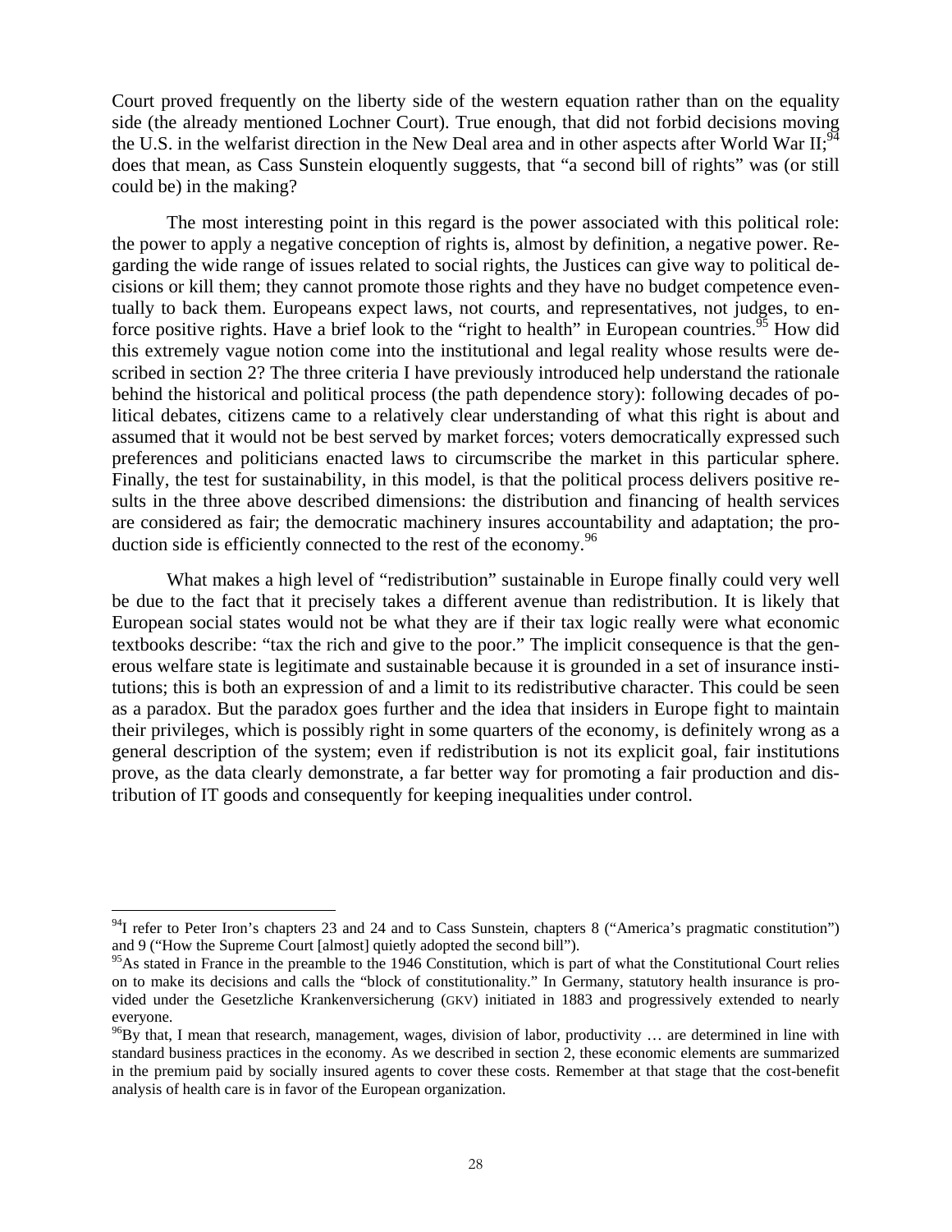Court proved frequently on the liberty side of the western equation rather than on the equality side (the already mentioned Lochner Court). True enough, that did not forbid decisions moving the U.S. in the welfarist direction in the New Deal area and in other aspects after World War II;[94] does that mean, as Cass Sunstein eloquently suggests, that "a second bill of rights" was (or still could be) in the making?

The most interesting point in this regard is the power associated with this political role: the power to apply a negative conception of rights is, almost by definition, a negative power. Regarding the wide range of issues related to social rights, the Justices can give way to political decisions or kill them; they cannot promote those rights and they have no budget competence eventually to back them. Europeans expect laws, not courts, and representatives, not judges, to enforce positive rights. Have a brief look to the "right to health" in European countries.[95] How did this extremely vague notion come into the institutional and legal reality whose results were described in section 2? The three criteria I have previously introduced help understand the rationale behind the historical and political process (the path dependence story): following decades of political debates, citizens came to a relatively clear understanding of what this right is about and assumed that it would not be best served by market forces; voters democratically expressed such preferences and politicians enacted laws to circumscribe the market in this particular sphere. Finally, the test for sustainability, in this model, is that the political process delivers positive results in the three above described dimensions: the distribution and financing of health services are considered as fair; the democratic machinery insures accountability and adaptation; the production side is efficiently connected to the rest of the economy.[96]

What makes a high level of "redistribution" sustainable in Europe finally could very well be due to the fact that it precisely takes a different avenue than redistribution. It is likely that European social states would not be what they are if their tax logic really were what economic textbooks describe: "tax the rich and give to the poor." The implicit consequence is that the generous welfare state is legitimate and sustainable because it is grounded in a set of insurance institutions; this is both an expression of and a limit to its redistributive character. This could be seen as a paradox. But the paradox goes further and the idea that insiders in Europe fight to maintain their privileges, which is possibly right in some quarters of the economy, is definitely wrong as a general description of the system; even if redistribution is not its explicit goal, fair institutions prove, as the data clearly demonstrate, a far better way for promoting a fair production and distribution of IT goods and consequently for keeping inequalities under control.

---

[94]I refer to Peter Iron's chapters 23 and 24 and to Cass Sunstein, chapters 8 ("America's pragmatic constitution") and 9 ("How the Supreme Court [almost] quietly adopted the second bill").

[95]As stated in France in the preamble to the 1946 Constitution, which is part of what the Constitutional Court relies on to make its decisions and calls the "block of constitutionality." In Germany, statutory health insurance is provided under the Gesetzliche Krankenversicherung (GKV) initiated in 1883 and progressively extended to nearly everyone.

[96]By that, I mean that research, management, wages, division of labor, productivity … are determined in line with standard business practices in the economy. As we described in section 2, these economic elements are summarized in the premium paid by socially insured agents to cover these costs. Remember at that stage that the cost-benefit analysis of health care is in favor of the European organization.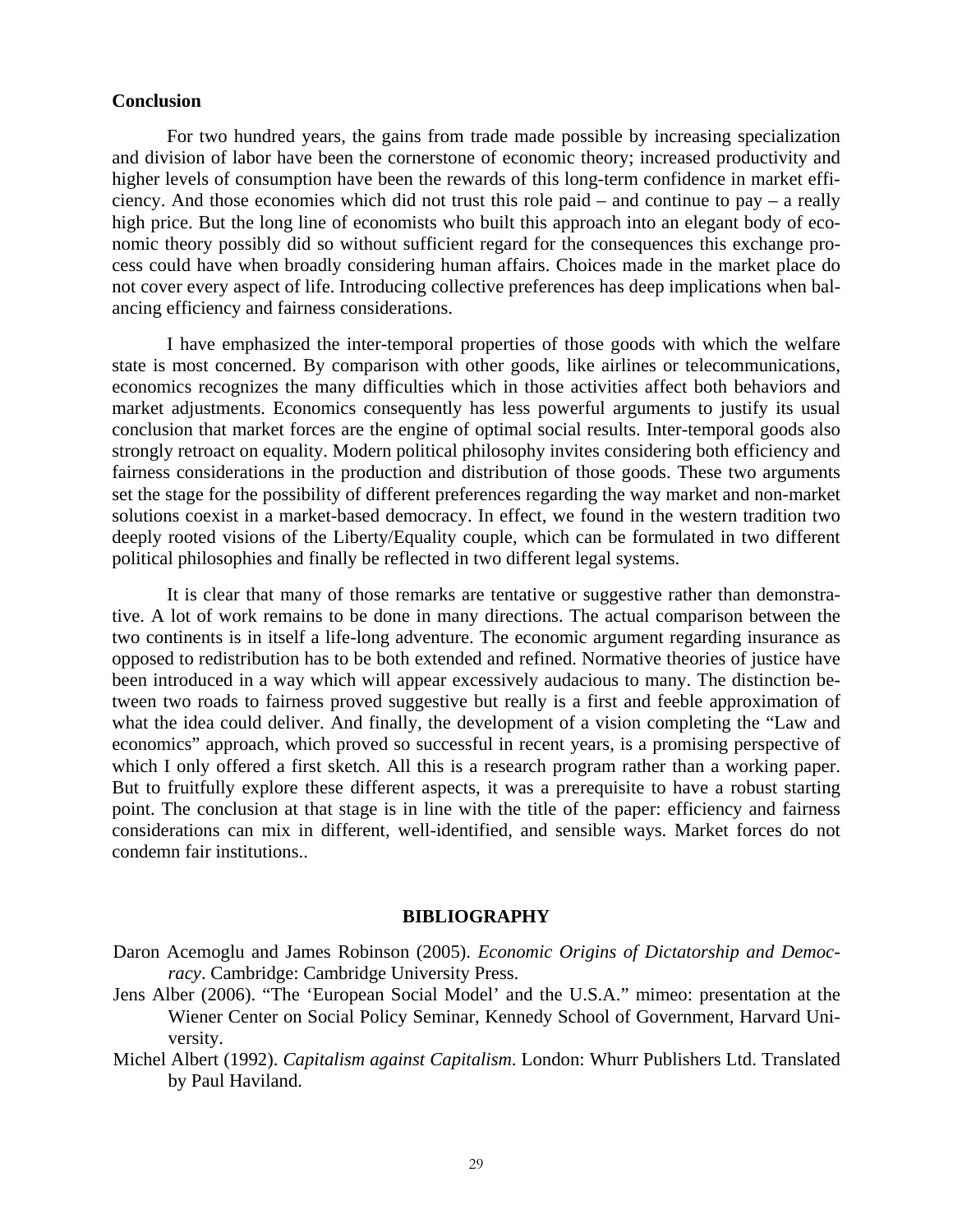## Conclusion

For two hundred years, the gains from trade made possible by increasing specialization and division of labor have been the cornerstone of economic theory; increased productivity and higher levels of consumption have been the rewards of this long-term confidence in market efficiency. And those economies which did not trust this role paid – and continue to pay – a really high price. But the long line of economists who built this approach into an elegant body of economic theory possibly did so without sufficient regard for the consequences this exchange process could have when broadly considering human affairs. Choices made in the market place do not cover every aspect of life. Introducing collective preferences has deep implications when balancing efficiency and fairness considerations.

I have emphasized the inter-temporal properties of those goods with which the welfare state is most concerned. By comparison with other goods, like airlines or telecommunications, economics recognizes the many difficulties which in those activities affect both behaviors and market adjustments. Economics consequently has less powerful arguments to justify its usual conclusion that market forces are the engine of optimal social results. Inter-temporal goods also strongly retroact on equality. Modern political philosophy invites considering both efficiency and fairness considerations in the production and distribution of those goods. These two arguments set the stage for the possibility of different preferences regarding the way market and non-market solutions coexist in a market-based democracy. In effect, we found in the western tradition two deeply rooted visions of the Liberty/Equality couple, which can be formulated in two different political philosophies and finally be reflected in two different legal systems.

It is clear that many of those remarks are tentative or suggestive rather than demonstrative. A lot of work remains to be done in many directions. The actual comparison between the two continents is in itself a life-long adventure. The economic argument regarding insurance as opposed to redistribution has to be both extended and refined. Normative theories of justice have been introduced in a way which will appear excessively audacious to many. The distinction between two roads to fairness proved suggestive but really is a first and feeble approximation of what the idea could deliver. And finally, the development of a vision completing the "Law and economics" approach, which proved so successful in recent years, is a promising perspective of which I only offered a first sketch. All this is a research program rather than a working paper. But to fruitfully explore these different aspects, it was a prerequisite to have a robust starting point. The conclusion at that stage is in line with the title of the paper: efficiency and fairness considerations can mix in different, well-identified, and sensible ways. Market forces do not condemn fair institutions..

## BIBLIOGRAPHY

Daron Acemoglu and James Robinson (2005). *Economic Origins of Dictatorship and Democracy*. Cambridge: Cambridge University Press.

Jens Alber (2006). "The 'European Social Model' and the U.S.A." mimeo: presentation at the Wiener Center on Social Policy Seminar, Kennedy School of Government, Harvard University.

Michel Albert (1992). *Capitalism against Capitalism*. London: Whurr Publishers Ltd. Translated by Paul Haviland.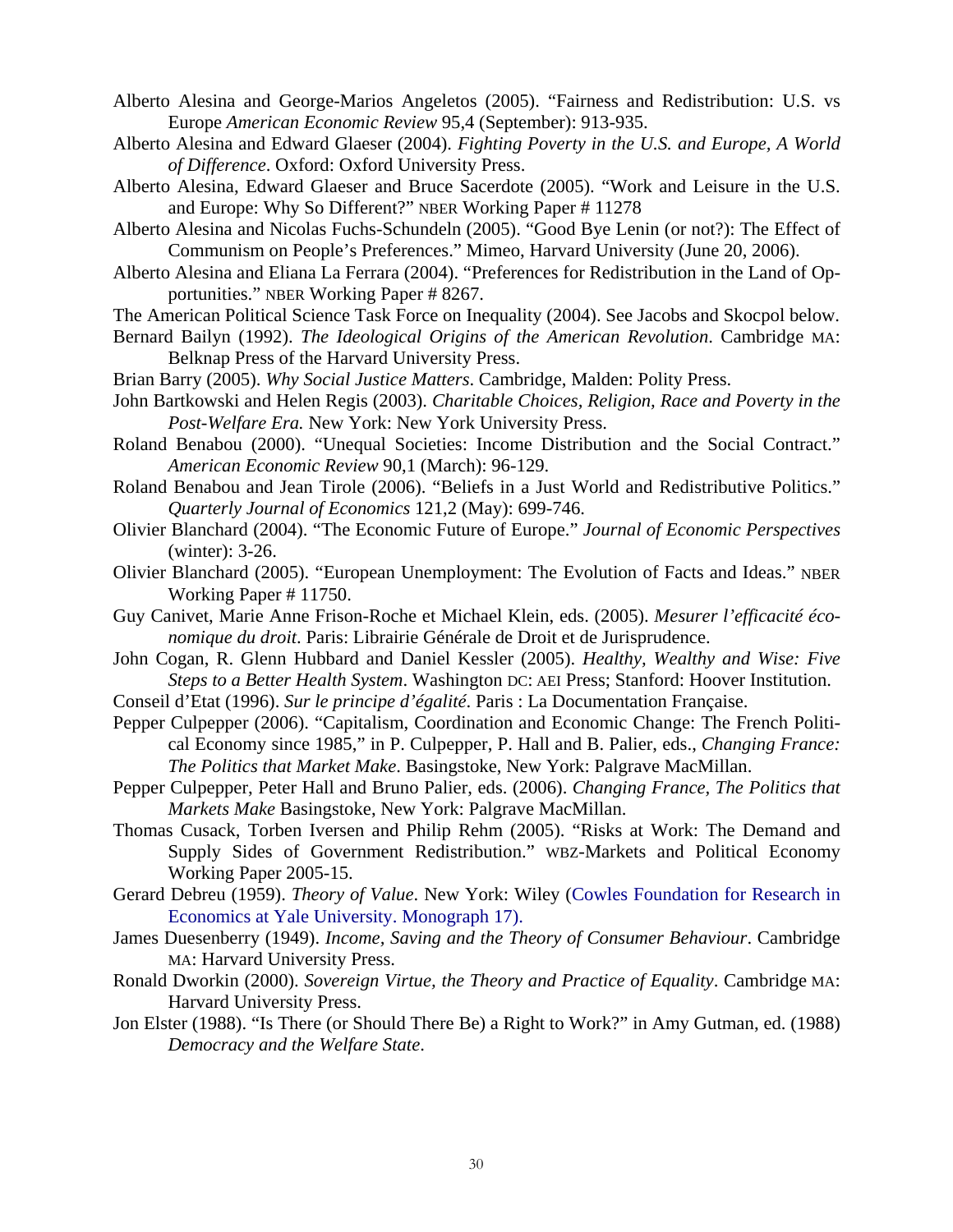Alberto Alesina and George-Marios Angeletos (2005). "Fairness and Redistribution: U.S. vs Europe *American Economic Review* 95,4 (September): 913-935.

Alberto Alesina and Edward Glaeser (2004). *Fighting Poverty in the U.S. and Europe, A World of Difference*. Oxford: Oxford University Press.

Alberto Alesina, Edward Glaeser and Bruce Sacerdote (2005). "Work and Leisure in the U.S. and Europe: Why So Different?" NBER Working Paper # 11278

Alberto Alesina and Nicolas Fuchs-Schundeln (2005). "Good Bye Lenin (or not?): The Effect of Communism on People's Preferences." Mimeo, Harvard University (June 20, 2006).

Alberto Alesina and Eliana La Ferrara (2004). "Preferences for Redistribution in the Land of Opportunities." NBER Working Paper # 8267.

The American Political Science Task Force on Inequality (2004). See Jacobs and Skocpol below.

Bernard Bailyn (1992). *The Ideological Origins of the American Revolution*. Cambridge MA: Belknap Press of the Harvard University Press.

Brian Barry (2005). *Why Social Justice Matters*. Cambridge, Malden: Polity Press.

John Bartkowski and Helen Regis (2003). *Charitable Choices, Religion, Race and Poverty in the Post-Welfare Era.* New York: New York University Press.

Roland Benabou (2000). "Unequal Societies: Income Distribution and the Social Contract." *American Economic Review* 90,1 (March): 96-129.

Roland Benabou and Jean Tirole (2006). "Beliefs in a Just World and Redistributive Politics." *Quarterly Journal of Economics* 121,2 (May): 699-746.

Olivier Blanchard (2004). "The Economic Future of Europe." *Journal of Economic Perspectives* (winter): 3-26.

Olivier Blanchard (2005). "European Unemployment: The Evolution of Facts and Ideas." NBER Working Paper # 11750.

Guy Canivet, Marie Anne Frison-Roche et Michael Klein, eds. (2005). *Mesurer l'efficacité économique du droit*. Paris: Librairie Générale de Droit et de Jurisprudence.

John Cogan, R. Glenn Hubbard and Daniel Kessler (2005). *Healthy, Wealthy and Wise: Five Steps to a Better Health System*. Washington DC: AEI Press; Stanford: Hoover Institution.

Conseil d'Etat (1996). *Sur le principe d'égalité*. Paris : La Documentation Française.

Pepper Culpepper (2006). "Capitalism, Coordination and Economic Change: The French Political Economy since 1985," in P. Culpepper, P. Hall and B. Palier, eds., *Changing France: The Politics that Market Make*. Basingstoke, New York: Palgrave MacMillan.

Pepper Culpepper, Peter Hall and Bruno Palier, eds. (2006). *Changing France, The Politics that Markets Make* Basingstoke, New York: Palgrave MacMillan.

Thomas Cusack, Torben Iversen and Philip Rehm (2005). "Risks at Work: The Demand and Supply Sides of Government Redistribution." WBZ-Markets and Political Economy Working Paper 2005-15.

Gerard Debreu (1959). *Theory of Value*. New York: Wiley (Cowles Foundation for Research in Economics at Yale University. Monograph 17).

James Duesenberry (1949). *Income, Saving and the Theory of Consumer Behaviour*. Cambridge MA: Harvard University Press.

Ronald Dworkin (2000). *Sovereign Virtue, the Theory and Practice of Equality*. Cambridge MA: Harvard University Press.

Jon Elster (1988). "Is There (or Should There Be) a Right to Work?" in Amy Gutman, ed. (1988) *Democracy and the Welfare State*.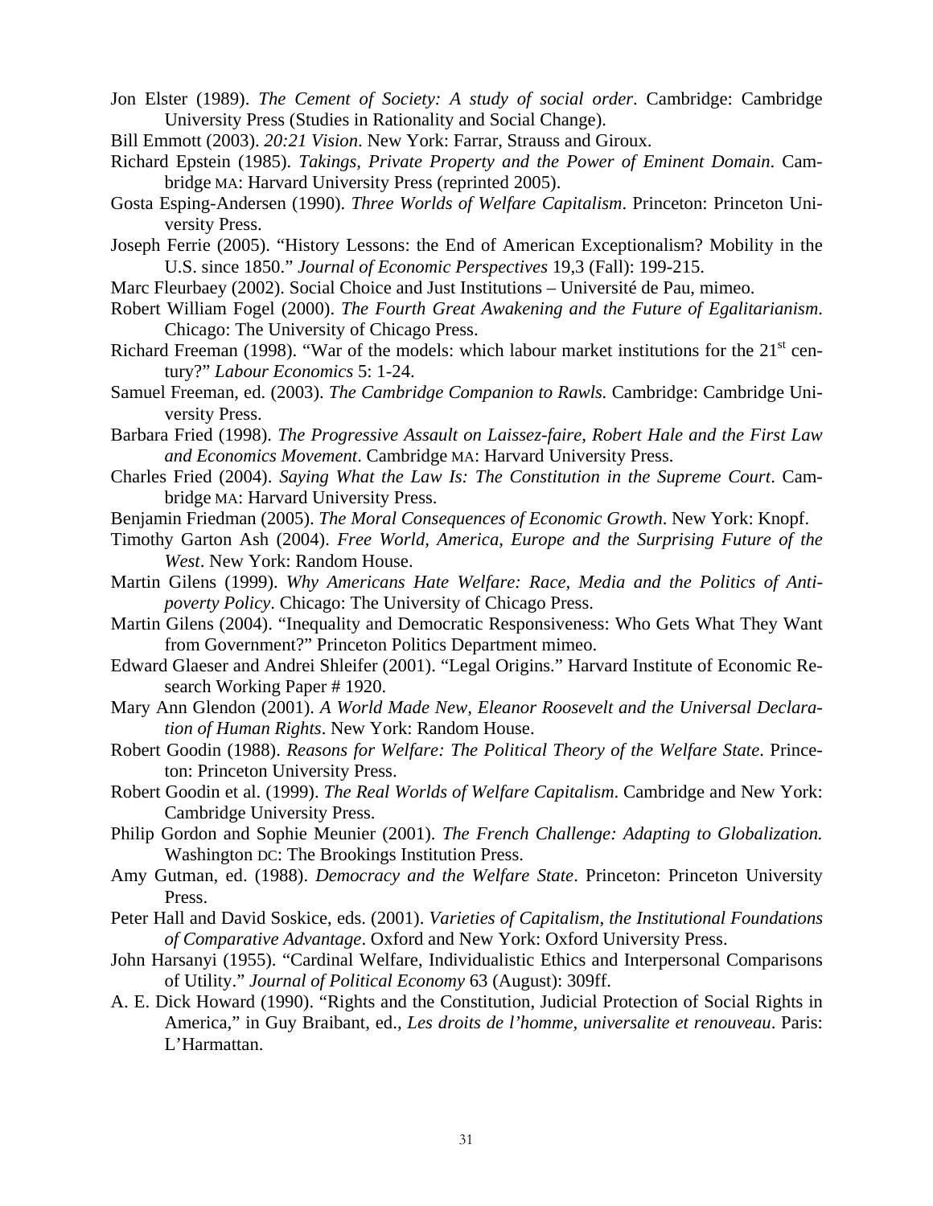Jon Elster (1989). *The Cement of Society: A study of social order*. Cambridge: Cambridge University Press (Studies in Rationality and Social Change).

Bill Emmott (2003). *20:21 Vision*. New York: Farrar, Strauss and Giroux.

Richard Epstein (1985). *Takings, Private Property and the Power of Eminent Domain*. Cambridge MA: Harvard University Press (reprinted 2005).

Gosta Esping-Andersen (1990). *Three Worlds of Welfare Capitalism*. Princeton: Princeton University Press.

Joseph Ferrie (2005). "History Lessons: the End of American Exceptionalism? Mobility in the U.S. since 1850." *Journal of Economic Perspectives* 19,3 (Fall): 199-215.

Marc Fleurbaey (2002). Social Choice and Just Institutions – Université de Pau, mimeo.

Robert William Fogel (2000). *The Fourth Great Awakening and the Future of Egalitarianism*. Chicago: The University of Chicago Press.

Richard Freeman (1998). "War of the models: which labour market institutions for the 21st century?" *Labour Economics* 5: 1-24.

Samuel Freeman, ed. (2003). *The Cambridge Companion to Rawls.* Cambridge: Cambridge University Press.

Barbara Fried (1998). *The Progressive Assault on Laissez-faire, Robert Hale and the First Law and Economics Movement*. Cambridge MA: Harvard University Press.

Charles Fried (2004). *Saying What the Law Is: The Constitution in the Supreme Court*. Cambridge MA: Harvard University Press.

Benjamin Friedman (2005). *The Moral Consequences of Economic Growth*. New York: Knopf.

Timothy Garton Ash (2004). *Free World, America, Europe and the Surprising Future of the West*. New York: Random House.

Martin Gilens (1999). *Why Americans Hate Welfare: Race, Media and the Politics of Antipoverty Policy*. Chicago: The University of Chicago Press.

Martin Gilens (2004). "Inequality and Democratic Responsiveness: Who Gets What They Want from Government?" Princeton Politics Department mimeo.

Edward Glaeser and Andrei Shleifer (2001). "Legal Origins." Harvard Institute of Economic Research Working Paper # 1920.

Mary Ann Glendon (2001). *A World Made New, Eleanor Roosevelt and the Universal Declaration of Human Rights*. New York: Random House.

Robert Goodin (1988). *Reasons for Welfare: The Political Theory of the Welfare State*. Princeton: Princeton University Press.

Robert Goodin et al. (1999). *The Real Worlds of Welfare Capitalism*. Cambridge and New York: Cambridge University Press.

Philip Gordon and Sophie Meunier (2001). *The French Challenge: Adapting to Globalization.* Washington DC: The Brookings Institution Press.

Amy Gutman, ed. (1988). *Democracy and the Welfare State*. Princeton: Princeton University Press.

Peter Hall and David Soskice, eds. (2001). *Varieties of Capitalism, the Institutional Foundations of Comparative Advantage*. Oxford and New York: Oxford University Press.

John Harsanyi (1955). "Cardinal Welfare, Individualistic Ethics and Interpersonal Comparisons of Utility." *Journal of Political Economy* 63 (August): 309ff.

A. E. Dick Howard (1990). "Rights and the Constitution, Judicial Protection of Social Rights in America," in Guy Braibant, ed., *Les droits de l'homme, universalite et renouveau*. Paris: L'Harmattan.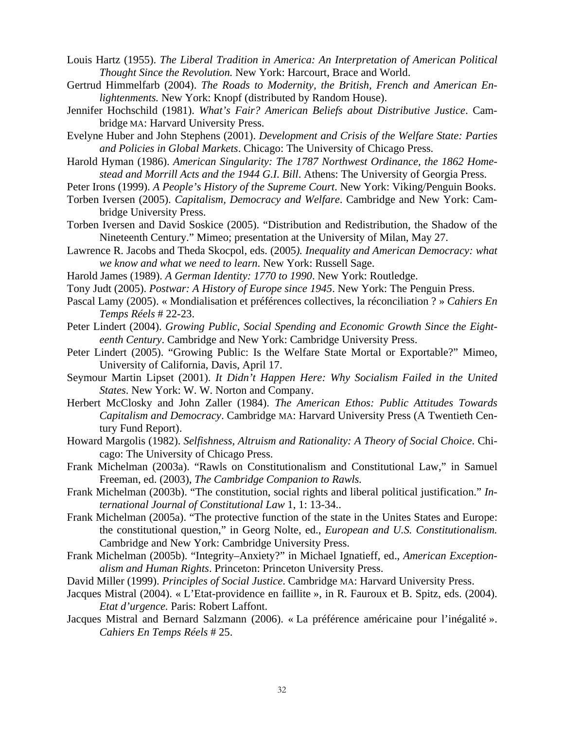Louis Hartz (1955). *The Liberal Tradition in America: An Interpretation of American Political Thought Since the Revolution.* New York: Harcourt, Brace and World.

Gertrud Himmelfarb (2004). *The Roads to Modernity, the British, French and American Enlightenments.* New York: Knopf (distributed by Random House).

Jennifer Hochschild (1981). *What's Fair? American Beliefs about Distributive Justice*. Cambridge MA: Harvard University Press.

Evelyne Huber and John Stephens (2001). *Development and Crisis of the Welfare State: Parties and Policies in Global Markets*. Chicago: The University of Chicago Press.

Harold Hyman (1986). *American Singularity: The 1787 Northwest Ordinance, the 1862 Homestead and Morrill Acts and the 1944 G.I. Bill*. Athens: The University of Georgia Press.

Peter Irons (1999). *A People's History of the Supreme Court*. New York: Viking/Penguin Books.

Torben Iversen (2005). *Capitalism, Democracy and Welfare*. Cambridge and New York: Cambridge University Press.

Torben Iversen and David Soskice (2005). "Distribution and Redistribution, the Shadow of the Nineteenth Century." Mimeo; presentation at the University of Milan, May 27.

Lawrence R. Jacobs and Theda Skocpol, eds. (2005). *Inequality and American Democracy: what we know and what we need to learn*. New York: Russell Sage.

Harold James (1989). *A German Identity: 1770 to 1990*. New York: Routledge.

Tony Judt (2005). *Postwar: A History of Europe since 1945*. New York: The Penguin Press.

Pascal Lamy (2005). « Mondialisation et préférences collectives, la réconciliation ? » *Cahiers En Temps Réels* # 22-23.

Peter Lindert (2004). *Growing Public, Social Spending and Economic Growth Since the Eighteenth Century*. Cambridge and New York: Cambridge University Press.

Peter Lindert (2005). "Growing Public: Is the Welfare State Mortal or Exportable?" Mimeo, University of California, Davis, April 17.

Seymour Martin Lipset (2001). *It Didn't Happen Here: Why Socialism Failed in the United States*. New York: W. W. Norton and Company.

Herbert McClosky and John Zaller (1984). *The American Ethos: Public Attitudes Towards Capitalism and Democracy*. Cambridge MA: Harvard University Press (A Twentieth Century Fund Report).

Howard Margolis (1982). *Selfishness, Altruism and Rationality: A Theory of Social Choice*. Chicago: The University of Chicago Press.

Frank Michelman (2003a). "Rawls on Constitutionalism and Constitutional Law," in Samuel Freeman, ed. (2003), *The Cambridge Companion to Rawls.*

Frank Michelman (2003b). "The constitution, social rights and liberal political justification." *International Journal of Constitutional Law* 1, 1: 13-34..

Frank Michelman (2005a). "The protective function of the state in the Unites States and Europe: the constitutional question," in Georg Nolte, ed., *European and U.S. Constitutionalism.* Cambridge and New York: Cambridge University Press.

Frank Michelman (2005b). "Integrity–Anxiety?" in Michael Ignatieff, ed., *American Exceptionalism and Human Rights*. Princeton: Princeton University Press.

David Miller (1999). *Principles of Social Justice*. Cambridge MA: Harvard University Press.

Jacques Mistral (2004). « L'Etat-providence en faillite », in R. Fauroux et B. Spitz, eds. (2004). *Etat d'urgence.* Paris: Robert Laffont.

Jacques Mistral and Bernard Salzmann (2006). « La préférence américaine pour l'inégalité ». *Cahiers En Temps Réels* # 25.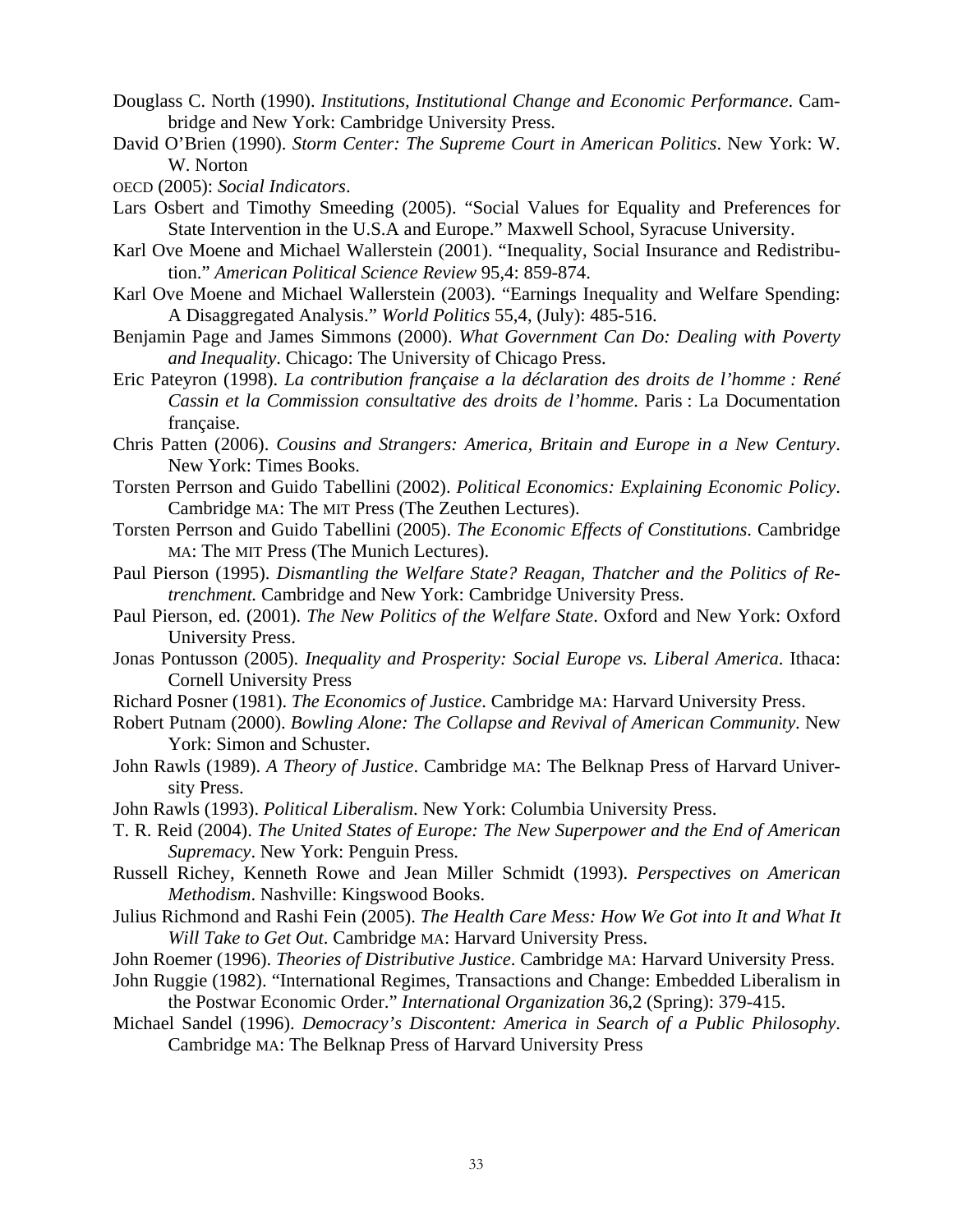Douglass C. North (1990). *Institutions, Institutional Change and Economic Performance*. Cambridge and New York: Cambridge University Press.

David O'Brien (1990). *Storm Center: The Supreme Court in American Politics*. New York: W. W. Norton

OECD (2005): *Social Indicators*.

Lars Osbert and Timothy Smeeding (2005). "Social Values for Equality and Preferences for State Intervention in the U.S.A and Europe." Maxwell School, Syracuse University.

Karl Ove Moene and Michael Wallerstein (2001). "Inequality, Social Insurance and Redistribution." *American Political Science Review* 95,4: 859-874.

Karl Ove Moene and Michael Wallerstein (2003). "Earnings Inequality and Welfare Spending: A Disaggregated Analysis." *World Politics* 55,4, (July): 485-516.

Benjamin Page and James Simmons (2000). *What Government Can Do: Dealing with Poverty and Inequality*. Chicago: The University of Chicago Press.

Eric Pateyron (1998). *La contribution française a la déclaration des droits de l'homme : René Cassin et la Commission consultative des droits de l'homme*. Paris : La Documentation française.

Chris Patten (2006). *Cousins and Strangers: America, Britain and Europe in a New Century*. New York: Times Books.

Torsten Perrson and Guido Tabellini (2002). *Political Economics: Explaining Economic Policy*. Cambridge MA: The MIT Press (The Zeuthen Lectures).

Torsten Perrson and Guido Tabellini (2005). *The Economic Effects of Constitutions*. Cambridge MA: The MIT Press (The Munich Lectures).

Paul Pierson (1995). *Dismantling the Welfare State? Reagan, Thatcher and the Politics of Retrenchment.* Cambridge and New York: Cambridge University Press.

Paul Pierson, ed. (2001). *The New Politics of the Welfare State*. Oxford and New York: Oxford University Press.

Jonas Pontusson (2005). *Inequality and Prosperity: Social Europe vs. Liberal America*. Ithaca: Cornell University Press

Richard Posner (1981). *The Economics of Justice*. Cambridge MA: Harvard University Press.

Robert Putnam (2000). *Bowling Alone: The Collapse and Revival of American Community*. New York: Simon and Schuster.

John Rawls (1989). *A Theory of Justice*. Cambridge MA: The Belknap Press of Harvard University Press.

John Rawls (1993). *Political Liberalism*. New York: Columbia University Press.

T. R. Reid (2004). *The United States of Europe: The New Superpower and the End of American Supremacy*. New York: Penguin Press.

Russell Richey, Kenneth Rowe and Jean Miller Schmidt (1993). *Perspectives on American Methodism*. Nashville: Kingswood Books.

Julius Richmond and Rashi Fein (2005). *The Health Care Mess: How We Got into It and What It Will Take to Get Out*. Cambridge MA: Harvard University Press.

John Roemer (1996). *Theories of Distributive Justice*. Cambridge MA: Harvard University Press.

John Ruggie (1982). "International Regimes, Transactions and Change: Embedded Liberalism in the Postwar Economic Order." *International Organization* 36,2 (Spring): 379-415.

Michael Sandel (1996). *Democracy's Discontent: America in Search of a Public Philosophy*. Cambridge MA: The Belknap Press of Harvard University Press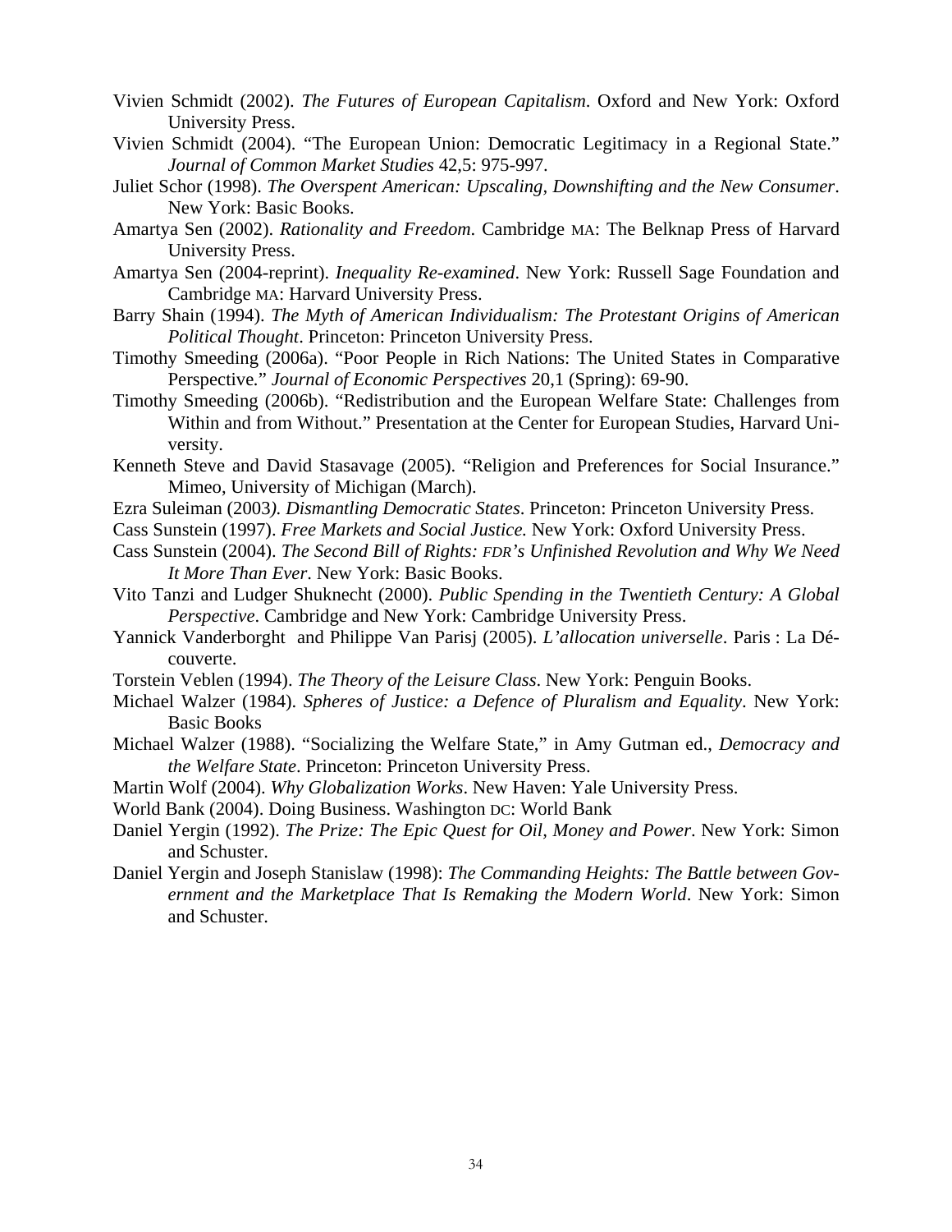Vivien Schmidt (2002). *The Futures of European Capitalism*. Oxford and New York: Oxford University Press.

Vivien Schmidt (2004). "The European Union: Democratic Legitimacy in a Regional State." *Journal of Common Market Studies* 42,5: 975-997.

Juliet Schor (1998). *The Overspent American: Upscaling, Downshifting and the New Consumer*. New York: Basic Books.

Amartya Sen (2002). *Rationality and Freedom*. Cambridge MA: The Belknap Press of Harvard University Press.

Amartya Sen (2004-reprint). *Inequality Re-examined*. New York: Russell Sage Foundation and Cambridge MA: Harvard University Press.

Barry Shain (1994). *The Myth of American Individualism: The Protestant Origins of American Political Thought*. Princeton: Princeton University Press.

Timothy Smeeding (2006a). "Poor People in Rich Nations: The United States in Comparative Perspective." *Journal of Economic Perspectives* 20,1 (Spring): 69-90.

Timothy Smeeding (2006b). "Redistribution and the European Welfare State: Challenges from Within and from Without." Presentation at the Center for European Studies, Harvard University.

Kenneth Steve and David Stasavage (2005). "Religion and Preferences for Social Insurance." Mimeo, University of Michigan (March).

Ezra Suleiman (2003*). Dismantling Democratic States*. Princeton: Princeton University Press.

Cass Sunstein (1997). *Free Markets and Social Justice.* New York: Oxford University Press.

Cass Sunstein (2004). *The Second Bill of Rights: FDR's Unfinished Revolution and Why We Need It More Than Ever*. New York: Basic Books.

Vito Tanzi and Ludger Shuknecht (2000). *Public Spending in the Twentieth Century: A Global Perspective*. Cambridge and New York: Cambridge University Press.

Yannick Vanderborght and Philippe Van Parisj (2005). *L'allocation universelle*. Paris : La Découverte.

Torstein Veblen (1994). *The Theory of the Leisure Class*. New York: Penguin Books.

Michael Walzer (1984). *Spheres of Justice: a Defence of Pluralism and Equality*. New York: Basic Books

Michael Walzer (1988). "Socializing the Welfare State," in Amy Gutman ed., *Democracy and the Welfare State*. Princeton: Princeton University Press.

Martin Wolf (2004). *Why Globalization Works*. New Haven: Yale University Press.

World Bank (2004). Doing Business. Washington DC: World Bank

Daniel Yergin (1992). *The Prize: The Epic Quest for Oil, Money and Power*. New York: Simon and Schuster.

Daniel Yergin and Joseph Stanislaw (1998): *The Commanding Heights: The Battle between Government and the Marketplace That Is Remaking the Modern World*. New York: Simon and Schuster.